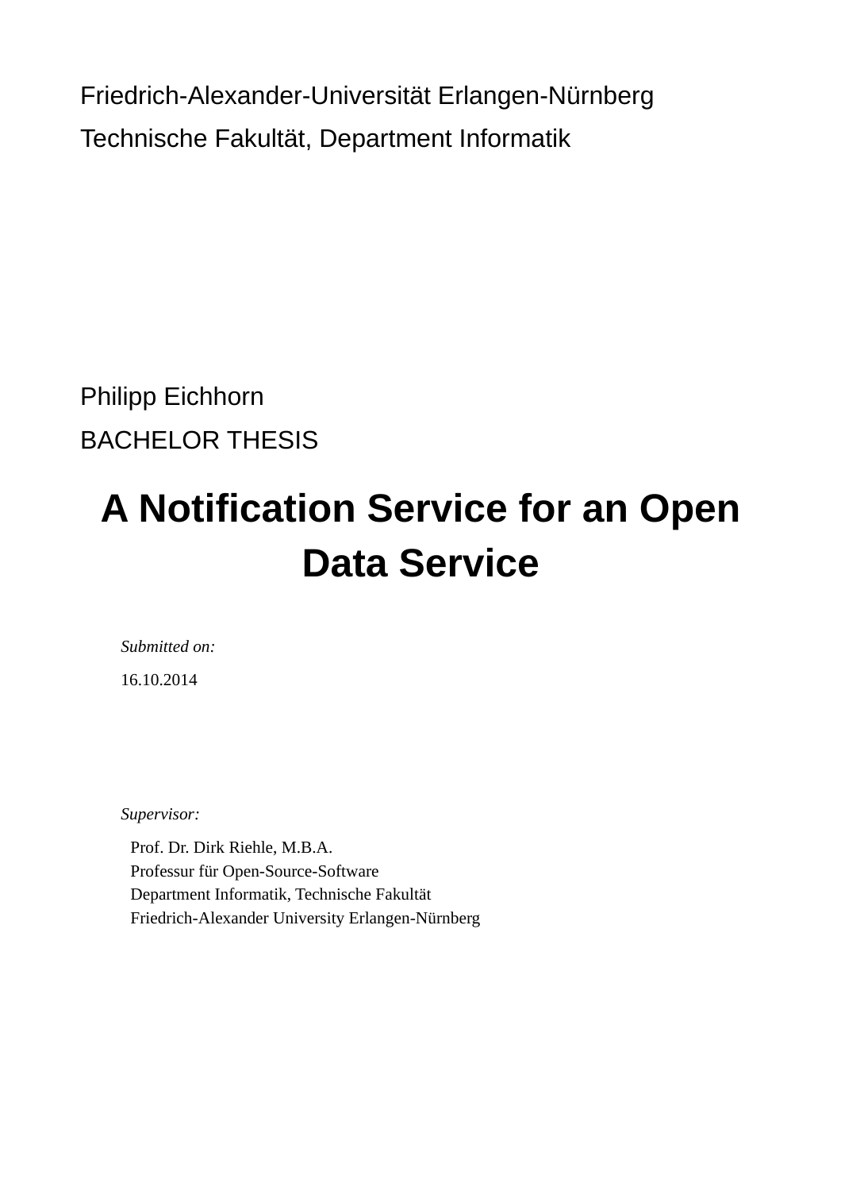Friedrich-Alexander-Universität Erlangen-Nürnberg

Technische Fakultät, Department Informatik

Philipp Eichhorn

BACHELOR THESIS

# A Notification Service for an Open Data Service

*Submitted on:*

16.10.2014

*Supervisor:*

Prof. Dr. Dirk Riehle, M.B.A.
Professur für Open-Source-Software
Department Informatik, Technische Fakultät
Friedrich-Alexander University Erlangen-Nürnberg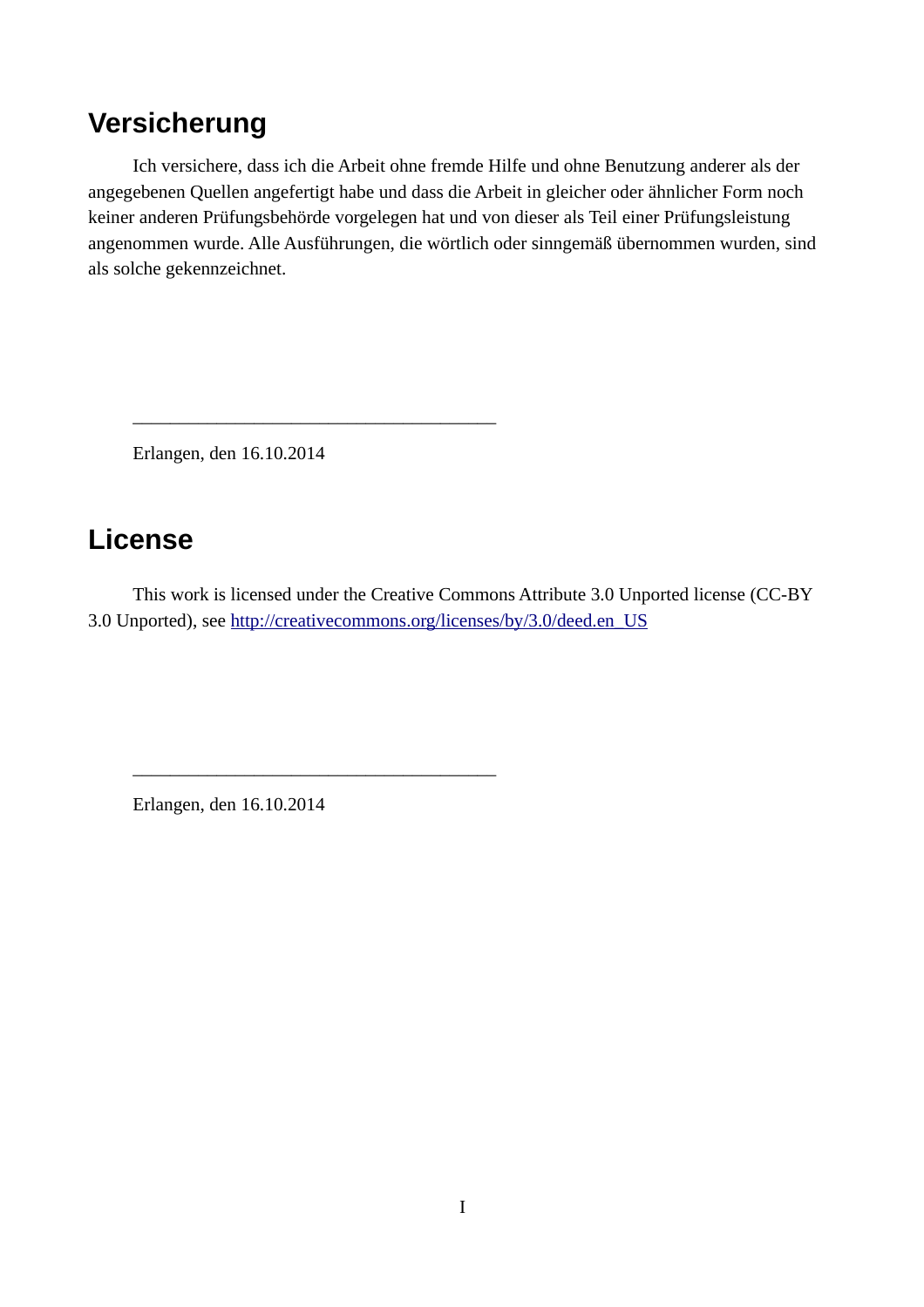# Versicherung

Ich versichere, dass ich die Arbeit ohne fremde Hilfe und ohne Benutzung anderer als der angegebenen Quellen angefertigt habe und dass die Arbeit in gleicher oder ähnlicher Form noch keiner anderen Prüfungsbehörde vorgelegen hat und von dieser als Teil einer Prüfungsleistung angenommen wurde. Alle Ausführungen, die wörtlich oder sinngemäß übernommen wurden, sind als solche gekennzeichnet.

\_\_\_\_\_\_\_\_\_\_\_\_\_\_\_\_\_\_\_\_\_\_\_\_\_\_\_\_\_\_\_\_\_\_\_\_\_\_\_\_

Erlangen, den 16.10.2014

# License

This work is licensed under the Creative Commons Attribute 3.0 Unported license (CC-BY 3.0 Unported), see http://creativecommons.org/licenses/by/3.0/deed.en_US

\_\_\_\_\_\_\_\_\_\_\_\_\_\_\_\_\_\_\_\_\_\_\_\_\_\_\_\_\_\_\_\_\_\_\_\_\_\_\_\_

Erlangen, den 16.10.2014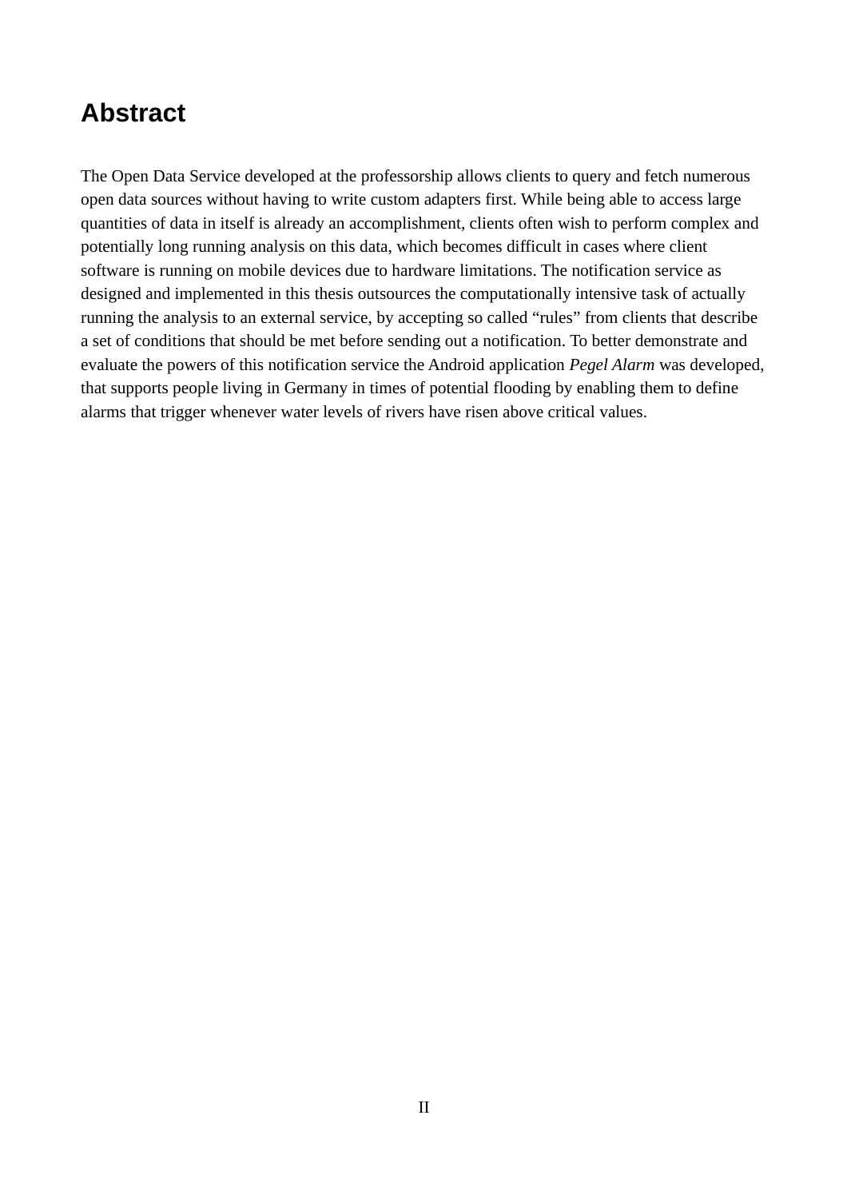# Abstract

The Open Data Service developed at the professorship allows clients to query and fetch numerous open data sources without having to write custom adapters first. While being able to access large quantities of data in itself is already an accomplishment, clients often wish to perform complex and potentially long running analysis on this data, which becomes difficult in cases where client software is running on mobile devices due to hardware limitations. The notification service as designed and implemented in this thesis outsources the computationally intensive task of actually running the analysis to an external service, by accepting so called “rules” from clients that describe a set of conditions that should be met before sending out a notification. To better demonstrate and evaluate the powers of this notification service the Android application *Pegel Alarm* was developed, that supports people living in Germany in times of potential flooding by enabling them to define alarms that trigger whenever water levels of rivers have risen above critical values.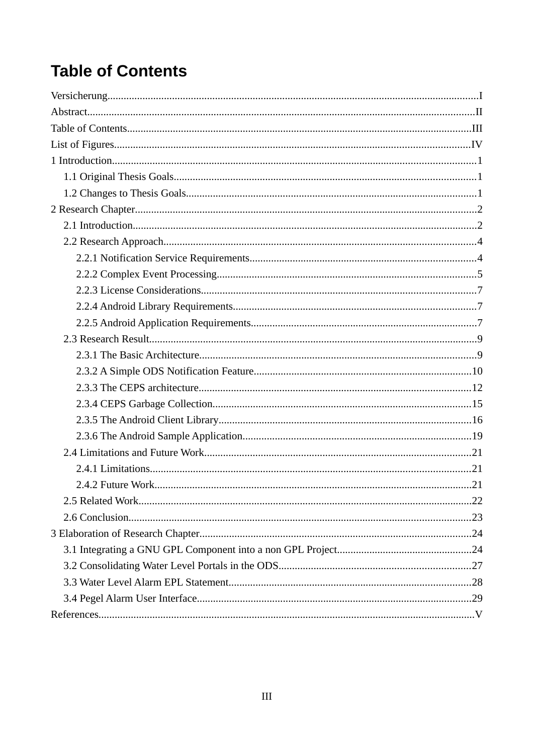# Table of Contents

Versicherung........................................................................................................................................I
Abstract.............................................................................................................................................II
Table of Contents..............................................................................................................................III
List of Figures...................................................................................................................................IV
1 Introduction.....................................................................................................................................1
  1.1 Original Thesis Goals..............................................................................................................1
  1.2 Changes to Thesis Goals..........................................................................................................1
2 Research Chapter.............................................................................................................................2
  2.1 Introduction..............................................................................................................................2
  2.2 Research Approach..................................................................................................................4
    2.2.1 Notification Service Requirements...................................................................................4
    2.2.2 Complex Event Processing...............................................................................................5
    2.2.3 License Considerations.....................................................................................................7
    2.2.4 Android Library Requirements.........................................................................................7
    2.2.5 Android Application Requirements..................................................................................7
  2.3 Research Result........................................................................................................................9
    2.3.1 The Basic Architecture......................................................................................................9
    2.3.2 A Simple ODS Notification Feature................................................................................10
    2.3.3 The CEPS architecture....................................................................................................12
    2.3.4 CEPS Garbage Collection...............................................................................................15
    2.3.5 The Android Client Library.............................................................................................16
    2.3.6 The Android Sample Application....................................................................................19
  2.4 Limitations and Future Work..................................................................................................21
    2.4.1 Limitations.......................................................................................................................21
    2.4.2 Future Work.....................................................................................................................21
  2.5 Related Work..........................................................................................................................22
  2.6 Conclusion..............................................................................................................................23
3 Elaboration of Research Chapter...................................................................................................24
  3.1 Integrating a GNU GPL Component into a non GPL Project.................................................24
  3.2 Consolidating Water Level Portals in the ODS.......................................................................27
  3.3 Water Level Alarm EPL Statement.........................................................................................28
  3.4 Pegel Alarm User Interface.....................................................................................................29
References..........................................................................................................................................V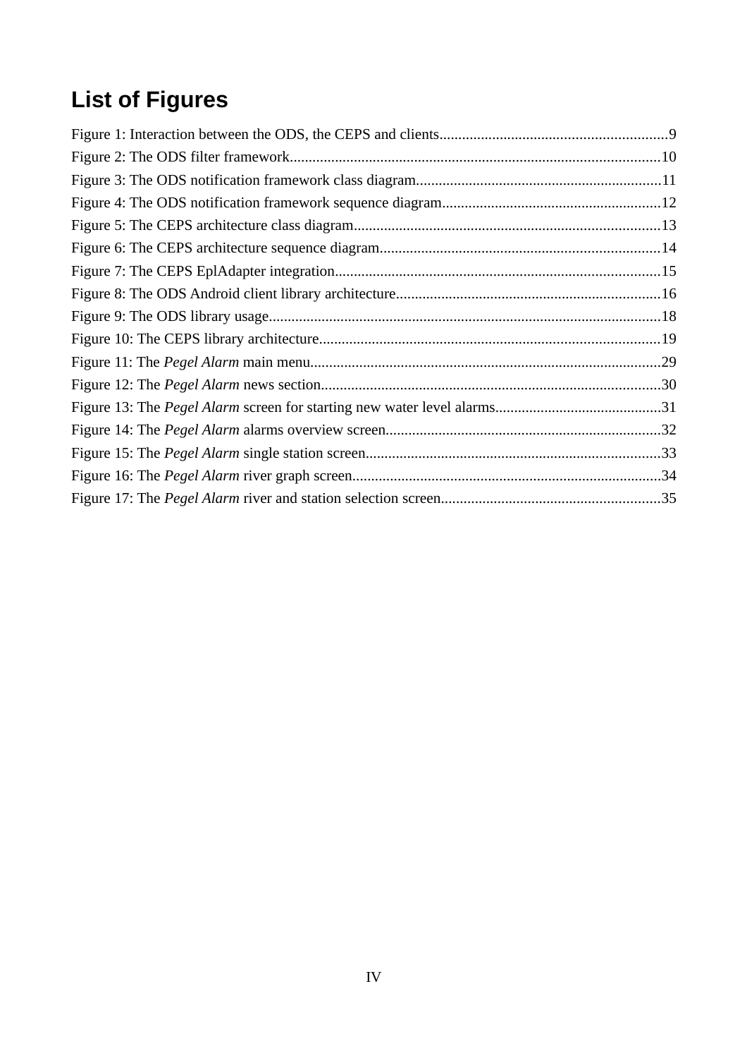# List of Figures

Figure 1: Interaction between the ODS, the CEPS and clients............................................................9
Figure 2: The ODS filter framework..................................................................................................10
Figure 3: The ODS notification framework class diagram.................................................................11
Figure 4: The ODS notification framework sequence diagram..........................................................12
Figure 5: The CEPS architecture class diagram.................................................................................13
Figure 6: The CEPS architecture sequence diagram..........................................................................14
Figure 7: The CEPS EplAdapter integration......................................................................................15
Figure 8: The ODS Android client library architecture......................................................................16
Figure 9: The ODS library usage........................................................................................................18
Figure 10: The CEPS library architecture...........................................................................................19
Figure 11: The *Pegel Alarm* main menu.............................................................................................29
Figure 12: The *Pegel Alarm* news section..........................................................................................30
Figure 13: The *Pegel Alarm* screen for starting new water level alarms............................................31
Figure 14: The *Pegel Alarm* alarms overview screen.........................................................................32
Figure 15: The *Pegel Alarm* single station screen..............................................................................33
Figure 16: The *Pegel Alarm* river graph screen.................................................................................34
Figure 17: The *Pegel Alarm* river and station selection screen..........................................................35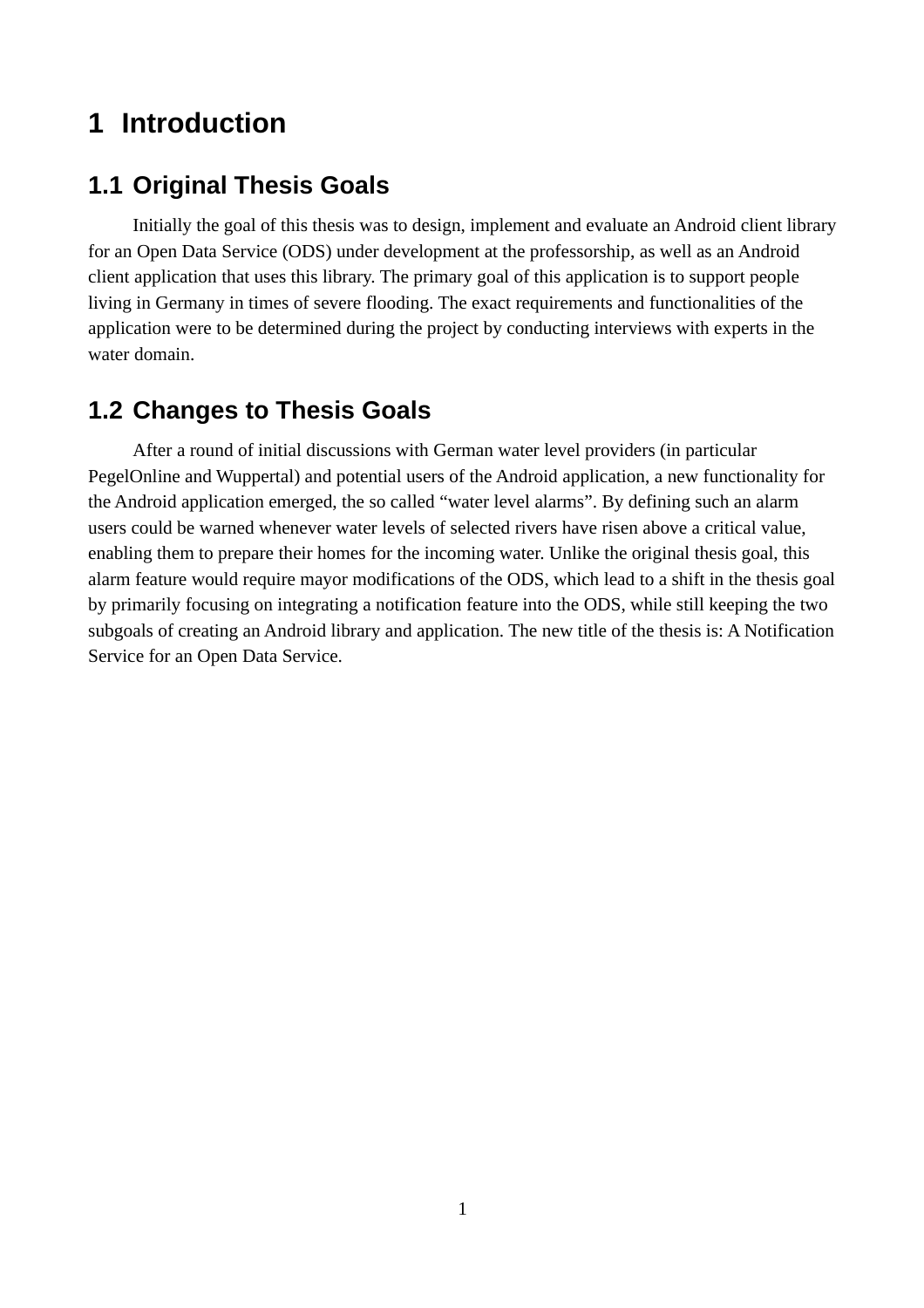# 1 Introduction

## 1.1 Original Thesis Goals

Initially the goal of this thesis was to design, implement and evaluate an Android client library for an Open Data Service (ODS) under development at the professorship, as well as an Android client application that uses this library. The primary goal of this application is to support people living in Germany in times of severe flooding. The exact requirements and functionalities of the application were to be determined during the project by conducting interviews with experts in the water domain.

## 1.2 Changes to Thesis Goals

After a round of initial discussions with German water level providers (in particular PegelOnline and Wuppertal) and potential users of the Android application, a new functionality for the Android application emerged, the so called “water level alarms”. By defining such an alarm users could be warned whenever water levels of selected rivers have risen above a critical value, enabling them to prepare their homes for the incoming water. Unlike the original thesis goal, this alarm feature would require mayor modifications of the ODS, which lead to a shift in the thesis goal by primarily focusing on integrating a notification feature into the ODS, while still keeping the two subgoals of creating an Android library and application. The new title of the thesis is: A Notification Service for an Open Data Service.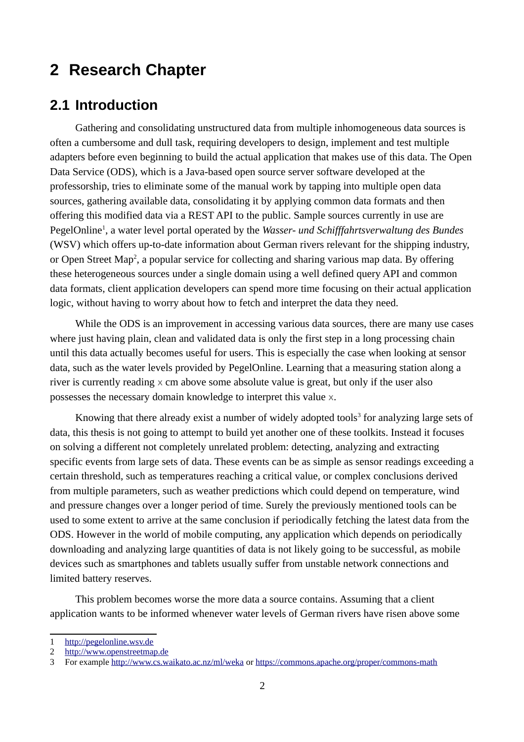# 2 Research Chapter

## 2.1 Introduction

Gathering and consolidating unstructured data from multiple inhomogeneous data sources is often a cumbersome and dull task, requiring developers to design, implement and test multiple adapters before even beginning to build the actual application that makes use of this data. The Open Data Service (ODS), which is a Java-based open source server software developed at the professorship, tries to eliminate some of the manual work by tapping into multiple open data sources, gathering available data, consolidating it by applying common data formats and then offering this modified data via a REST API to the public. Sample sources currently in use are PegelOnline[1], a water level portal operated by the *Wasser- und Schifffahrtsverwaltung des Bundes* (WSV) which offers up-to-date information about German rivers relevant for the shipping industry, or Open Street Map[2], a popular service for collecting and sharing various map data. By offering these heterogeneous sources under a single domain using a well defined query API and common data formats, client application developers can spend more time focusing on their actual application logic, without having to worry about how to fetch and interpret the data they need.

While the ODS is an improvement in accessing various data sources, there are many use cases where just having plain, clean and validated data is only the first step in a long processing chain until this data actually becomes useful for users. This is especially the case when looking at sensor data, such as the water levels provided by PegelOnline. Learning that a measuring station along a river is currently reading x cm above some absolute value is great, but only if the user also possesses the necessary domain knowledge to interpret this value x.

Knowing that there already exist a number of widely adopted tools[3] for analyzing large sets of data, this thesis is not going to attempt to build yet another one of these toolkits. Instead it focuses on solving a different not completely unrelated problem: detecting, analyzing and extracting specific events from large sets of data. These events can be as simple as sensor readings exceeding a certain threshold, such as temperatures reaching a critical value, or complex conclusions derived from multiple parameters, such as weather predictions which could depend on temperature, wind and pressure changes over a longer period of time. Surely the previously mentioned tools can be used to some extent to arrive at the same conclusion if periodically fetching the latest data from the ODS. However in the world of mobile computing, any application which depends on periodically downloading and analyzing large quantities of data is not likely going to be successful, as mobile devices such as smartphones and tablets usually suffer from unstable network connections and limited battery reserves.

This problem becomes worse the more data a source contains. Assuming that a client application wants to be informed whenever water levels of German rivers have risen above some

1 http://pegelonline.wsv.de

2 http://www.openstreetmap.de

3 For example http://www.cs.waikato.ac.nz/ml/weka or https://commons.apache.org/proper/commons-math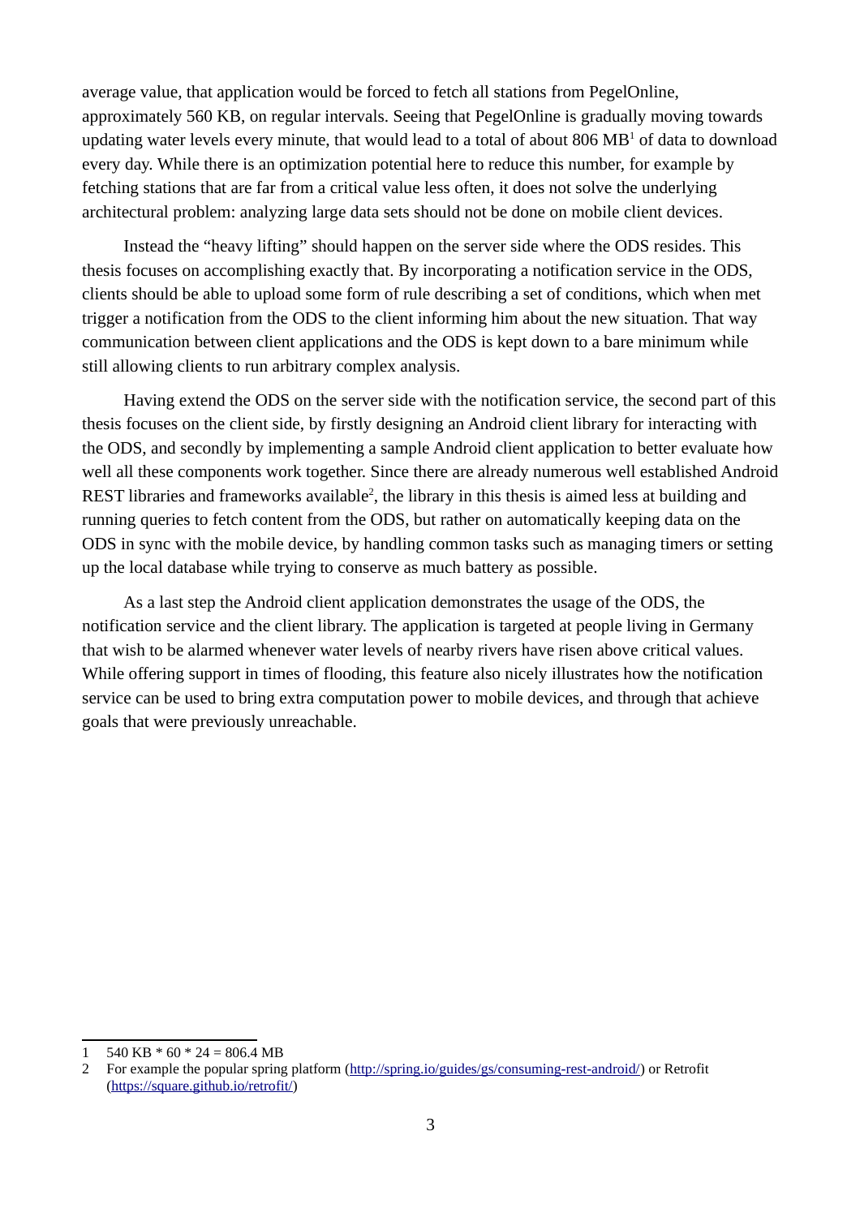average value, that application would be forced to fetch all stations from PegelOnline, approximately 560 KB, on regular intervals. Seeing that PegelOnline is gradually moving towards updating water levels every minute, that would lead to a total of about 806 MB[1] of data to download every day. While there is an optimization potential here to reduce this number, for example by fetching stations that are far from a critical value less often, it does not solve the underlying architectural problem: analyzing large data sets should not be done on mobile client devices.

Instead the "heavy lifting" should happen on the server side where the ODS resides. This thesis focuses on accomplishing exactly that. By incorporating a notification service in the ODS, clients should be able to upload some form of rule describing a set of conditions, which when met trigger a notification from the ODS to the client informing him about the new situation. That way communication between client applications and the ODS is kept down to a bare minimum while still allowing clients to run arbitrary complex analysis.

Having extend the ODS on the server side with the notification service, the second part of this thesis focuses on the client side, by firstly designing an Android client library for interacting with the ODS, and secondly by implementing a sample Android client application to better evaluate how well all these components work together. Since there are already numerous well established Android REST libraries and frameworks available[2], the library in this thesis is aimed less at building and running queries to fetch content from the ODS, but rather on automatically keeping data on the ODS in sync with the mobile device, by handling common tasks such as managing timers or setting up the local database while trying to conserve as much battery as possible.

As a last step the Android client application demonstrates the usage of the ODS, the notification service and the client library. The application is targeted at people living in Germany that wish to be alarmed whenever water levels of nearby rivers have risen above critical values. While offering support in times of flooding, this feature also nicely illustrates how the notification service can be used to bring extra computation power to mobile devices, and through that achieve goals that were previously unreachable.

---

1 540 KB * 60 * 24 = 806.4 MB

2 For example the popular spring platform (http://spring.io/guides/gs/consuming-rest-android/) or Retrofit (https://square.github.io/retrofit/)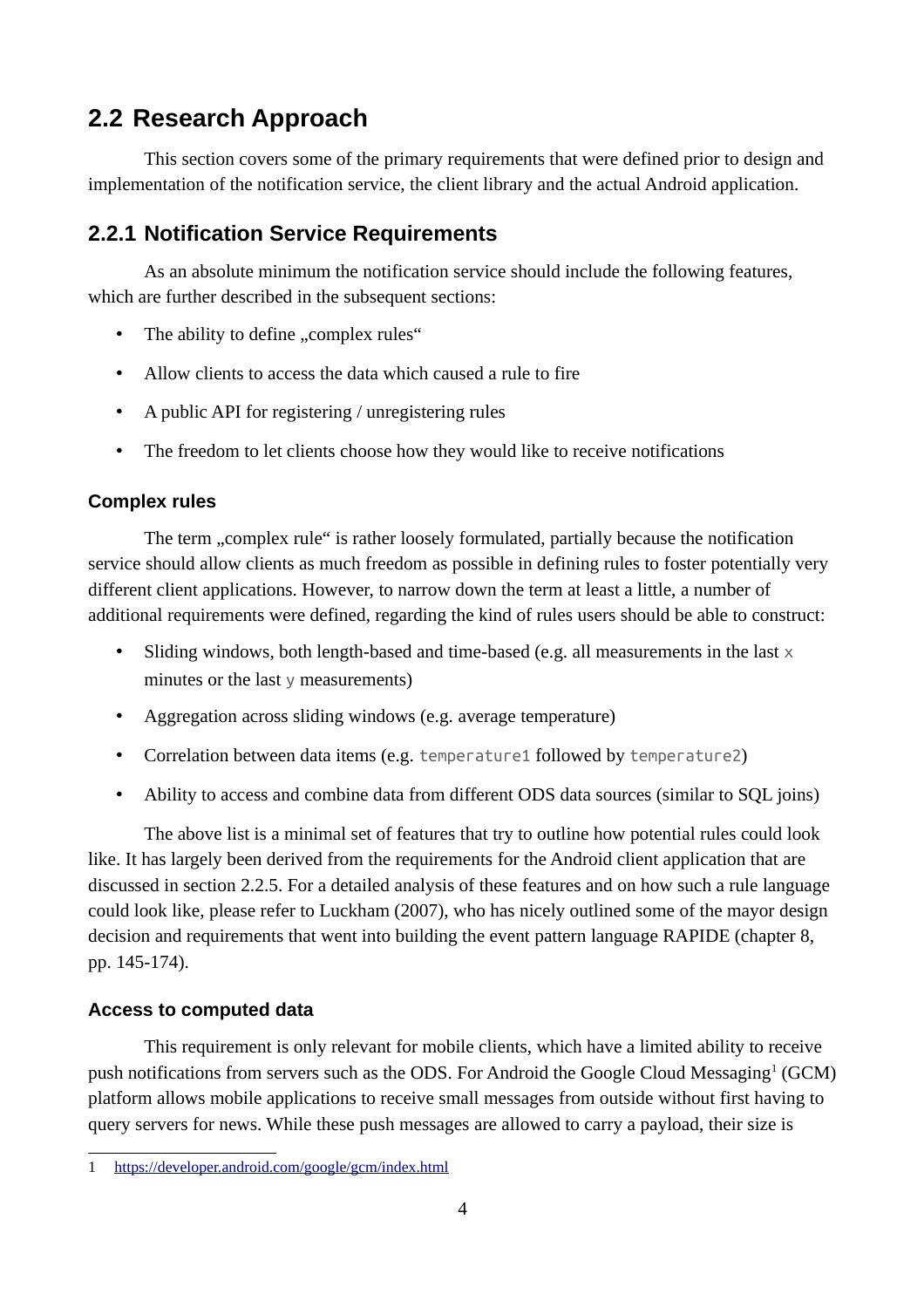## 2.2 Research Approach

This section covers some of the primary requirements that were defined prior to design and implementation of the notification service, the client library and the actual Android application.

### 2.2.1 Notification Service Requirements

As an absolute minimum the notification service should include the following features, which are further described in the subsequent sections:

- The ability to define „complex rules“
- Allow clients to access the data which caused a rule to fire
- A public API for registering / unregistering rules
- The freedom to let clients choose how they would like to receive notifications

#### Complex rules

The term „complex rule“ is rather loosely formulated, partially because the notification service should allow clients as much freedom as possible in defining rules to foster potentially very different client applications. However, to narrow down the term at least a little, a number of additional requirements were defined, regarding the kind of rules users should be able to construct:

- Sliding windows, both length-based and time-based (e.g. all measurements in the last `x` minutes or the last `y` measurements)
- Aggregation across sliding windows (e.g. average temperature)
- Correlation between data items (e.g. `temperature1` followed by `temperature2`)
- Ability to access and combine data from different ODS data sources (similar to SQL joins)

The above list is a minimal set of features that try to outline how potential rules could look like. It has largely been derived from the requirements for the Android client application that are discussed in section 2.2.5. For a detailed analysis of these features and on how such a rule language could look like, please refer to Luckham (2007), who has nicely outlined some of the mayor design decision and requirements that went into building the event pattern language RAPIDE (chapter 8, pp. 145-174).

#### Access to computed data

This requirement is only relevant for mobile clients, which have a limited ability to receive push notifications from servers such as the ODS. For Android the Google Cloud Messaging[1] (GCM) platform allows mobile applications to receive small messages from outside without first having to query servers for news. While these push messages are allowed to carry a payload, their size is

---

1 https://developer.android.com/google/gcm/index.html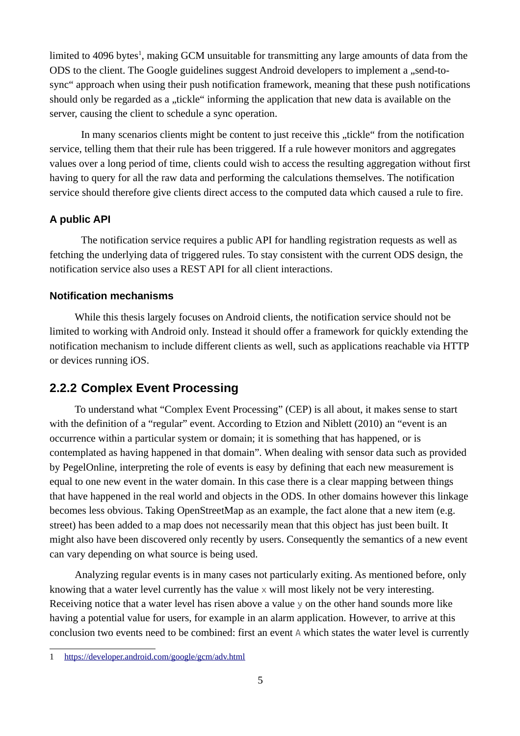limited to 4096 bytes[1], making GCM unsuitable for transmitting any large amounts of data from the ODS to the client. The Google guidelines suggest Android developers to implement a „send-to-sync“ approach when using their push notification framework, meaning that these push notifications should only be regarded as a „tickle“ informing the application that new data is available on the server, causing the client to schedule a sync operation.

In many scenarios clients might be content to just receive this „tickle“ from the notification service, telling them that their rule has been triggered. If a rule however monitors and aggregates values over a long period of time, clients could wish to access the resulting aggregation without first having to query for all the raw data and performing the calculations themselves. The notification service should therefore give clients direct access to the computed data which caused a rule to fire.

#### A public API

The notification service requires a public API for handling registration requests as well as fetching the underlying data of triggered rules. To stay consistent with the current ODS design, the notification service also uses a REST API for all client interactions.

#### Notification mechanisms

While this thesis largely focuses on Android clients, the notification service should not be limited to working with Android only. Instead it should offer a framework for quickly extending the notification mechanism to include different clients as well, such as applications reachable via HTTP or devices running iOS.

### 2.2.2 Complex Event Processing

To understand what “Complex Event Processing” (CEP) is all about, it makes sense to start with the definition of a “regular” event. According to Etzion and Niblett (2010) an “event is an occurrence within a particular system or domain; it is something that has happened, or is contemplated as having happened in that domain”. When dealing with sensor data such as provided by PegelOnline, interpreting the role of events is easy by defining that each new measurement is equal to one new event in the water domain. In this case there is a clear mapping between things that have happened in the real world and objects in the ODS. In other domains however this linkage becomes less obvious. Taking OpenStreetMap as an example, the fact alone that a new item (e.g. street) has been added to a map does not necessarily mean that this object has just been built. It might also have been discovered only recently by users. Consequently the semantics of a new event can vary depending on what source is being used.

Analyzing regular events is in many cases not particularly exiting. As mentioned before, only knowing that a water level currently has the value `x` will most likely not be very interesting. Receiving notice that a water level has risen above a value `y` on the other hand sounds more like having a potential value for users, for example in an alarm application. However, to arrive at this conclusion two events need to be combined: first an event `A` which states the water level is currently

---

1 https://developer.android.com/google/gcm/adv.html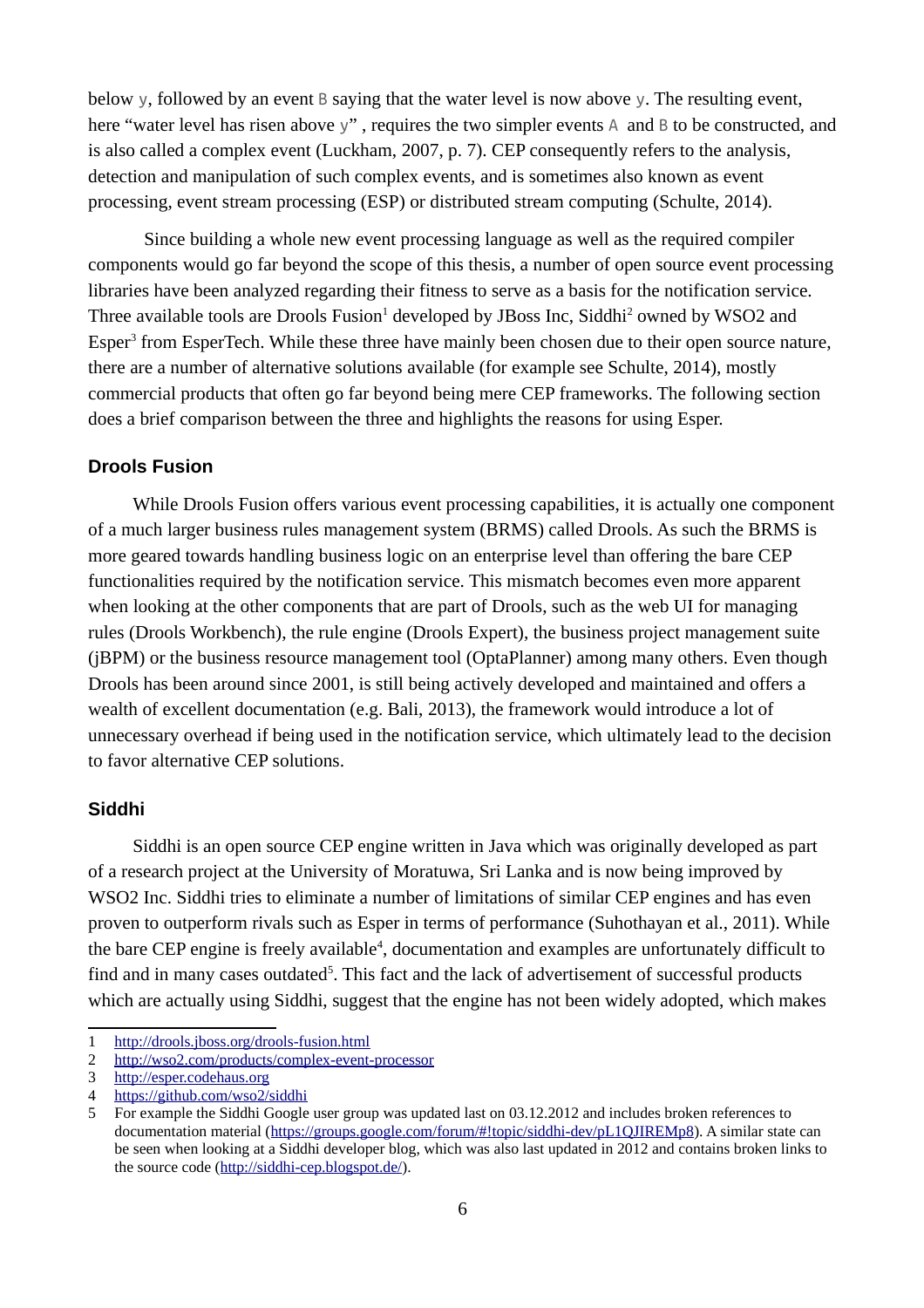below `y`, followed by an event `B` saying that the water level is now above `y`. The resulting event, here "water level has risen above `y`" , requires the two simpler events `A` and `B` to be constructed, and is also called a complex event (Luckham, 2007, p. 7). CEP consequently refers to the analysis, detection and manipulation of such complex events, and is sometimes also known as event processing, event stream processing (ESP) or distributed stream computing (Schulte, 2014).

Since building a whole new event processing language as well as the required compiler components would go far beyond the scope of this thesis, a number of open source event processing libraries have been analyzed regarding their fitness to serve as a basis for the notification service. Three available tools are Drools Fusion[1] developed by JBoss Inc, Siddhi[2] owned by WSO2 and Esper[3] from EsperTech. While these three have mainly been chosen due to their open source nature, there are a number of alternative solutions available (for example see Schulte, 2014), mostly commercial products that often go far beyond being mere CEP frameworks. The following section does a brief comparison between the three and highlights the reasons for using Esper.

### Drools Fusion

While Drools Fusion offers various event processing capabilities, it is actually one component of a much larger business rules management system (BRMS) called Drools. As such the BRMS is more geared towards handling business logic on an enterprise level than offering the bare CEP functionalities required by the notification service. This mismatch becomes even more apparent when looking at the other components that are part of Drools, such as the web UI for managing rules (Drools Workbench), the rule engine (Drools Expert), the business project management suite (jBPM) or the business resource management tool (OptaPlanner) among many others. Even though Drools has been around since 2001, is still being actively developed and maintained and offers a wealth of excellent documentation (e.g. Bali, 2013), the framework would introduce a lot of unnecessary overhead if being used in the notification service, which ultimately lead to the decision to favor alternative CEP solutions.

### Siddhi

Siddhi is an open source CEP engine written in Java which was originally developed as part of a research project at the University of Moratuwa, Sri Lanka and is now being improved by WSO2 Inc. Siddhi tries to eliminate a number of limitations of similar CEP engines and has even proven to outperform rivals such as Esper in terms of performance (Suhothayan et al., 2011). While the bare CEP engine is freely available[4], documentation and examples are unfortunately difficult to find and in many cases outdated[5]. This fact and the lack of advertisement of successful products which are actually using Siddhi, suggest that the engine has not been widely adopted, which makes

---

1. http://drools.jboss.org/drools-fusion.html
2. http://wso2.com/products/complex-event-processor
3. http://esper.codehaus.org
4. https://github.com/wso2/siddhi
5. For example the Siddhi Google user group was updated last on 03.12.2012 and includes broken references to documentation material (https://groups.google.com/forum/#!topic/siddhi-dev/pL1QJIREMp8). A similar state can be seen when looking at a Siddhi developer blog, which was also last updated in 2012 and contains broken links to the source code (http://siddhi-cep.blogspot.de/).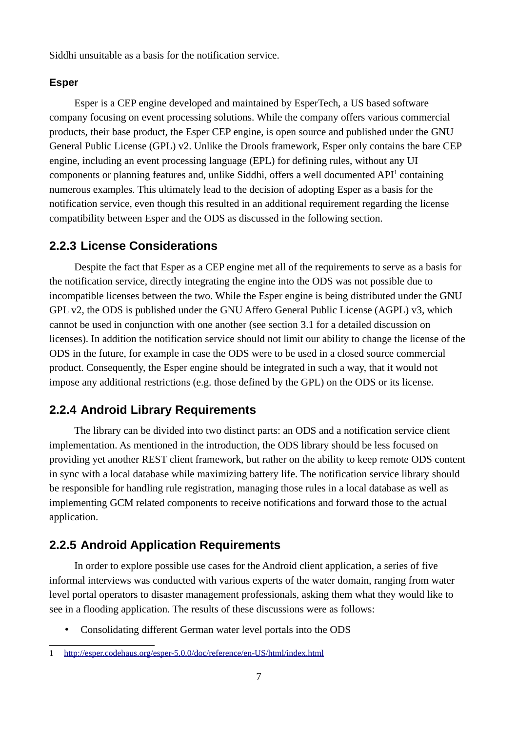Siddhi unsuitable as a basis for the notification service.

**Esper**

Esper is a CEP engine developed and maintained by EsperTech, a US based software company focusing on event processing solutions. While the company offers various commercial products, their base product, the Esper CEP engine, is open source and published under the GNU General Public License (GPL) v2. Unlike the Drools framework, Esper only contains the bare CEP engine, including an event processing language (EPL) for defining rules, without any UI components or planning features and, unlike Siddhi, offers a well documented API[1] containing numerous examples. This ultimately lead to the decision of adopting Esper as a basis for the notification service, even though this resulted in an additional requirement regarding the license compatibility between Esper and the ODS as discussed in the following section.

### 2.2.3 License Considerations

Despite the fact that Esper as a CEP engine met all of the requirements to serve as a basis for the notification service, directly integrating the engine into the ODS was not possible due to incompatible licenses between the two. While the Esper engine is being distributed under the GNU GPL v2, the ODS is published under the GNU Affero General Public License (AGPL) v3, which cannot be used in conjunction with one another (see section 3.1 for a detailed discussion on licenses). In addition the notification service should not limit our ability to change the license of the ODS in the future, for example in case the ODS were to be used in a closed source commercial product. Consequently, the Esper engine should be integrated in such a way, that it would not impose any additional restrictions (e.g. those defined by the GPL) on the ODS or its license.

### 2.2.4 Android Library Requirements

The library can be divided into two distinct parts: an ODS and a notification service client implementation. As mentioned in the introduction, the ODS library should be less focused on providing yet another REST client framework, but rather on the ability to keep remote ODS content in sync with a local database while maximizing battery life. The notification service library should be responsible for handling rule registration, managing those rules in a local database as well as implementing GCM related components to receive notifications and forward those to the actual application.

### 2.2.5 Android Application Requirements

In order to explore possible use cases for the Android client application, a series of five informal interviews was conducted with various experts of the water domain, ranging from water level portal operators to disaster management professionals, asking them what they would like to see in a flooding application. The results of these discussions were as follows:

- Consolidating different German water level portals into the ODS

---

1 http://esper.codehaus.org/esper-5.0.0/doc/reference/en-US/html/index.html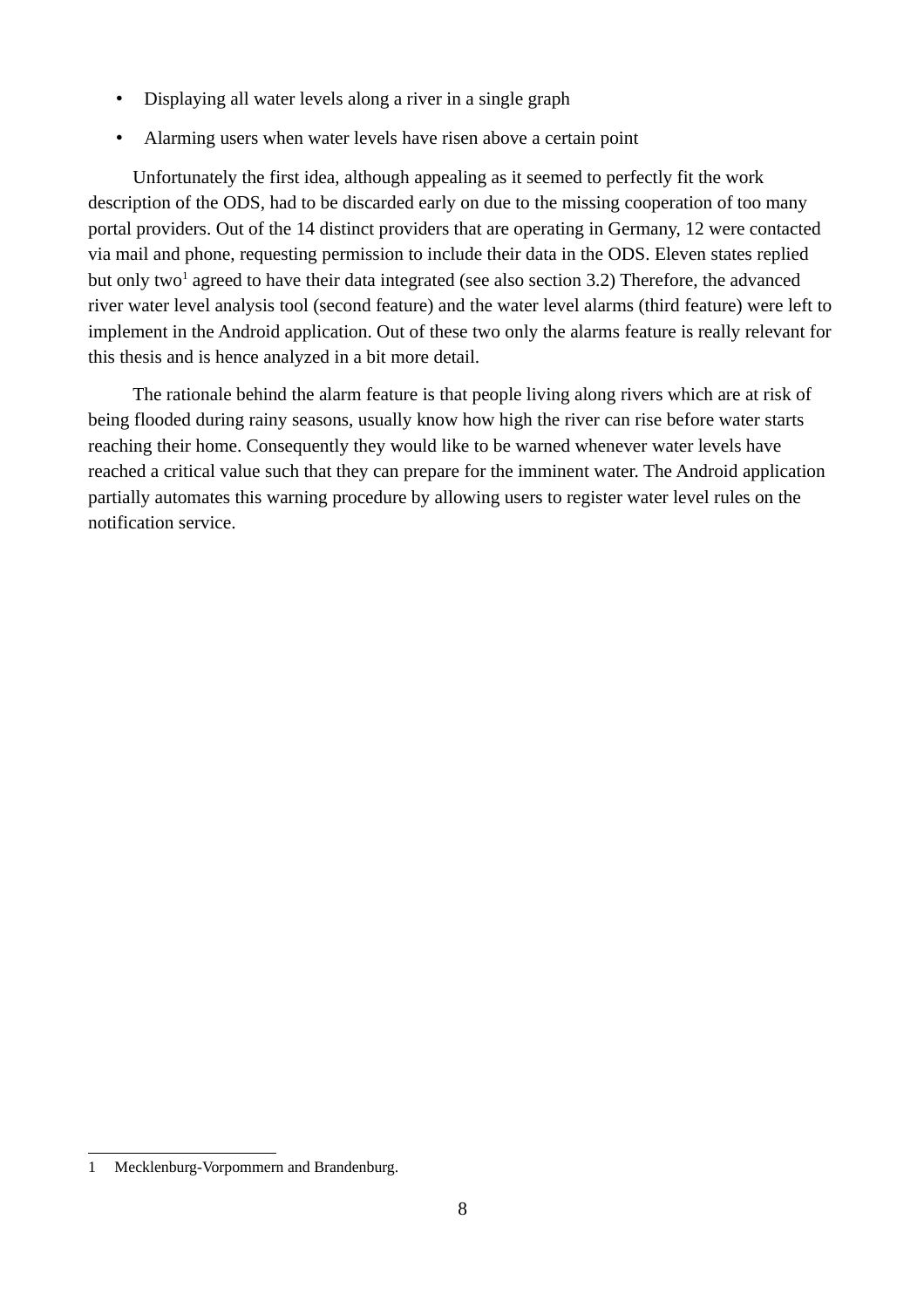- Displaying all water levels along a river in a single graph
- Alarming users when water levels have risen above a certain point

Unfortunately the first idea, although appealing as it seemed to perfectly fit the work description of the ODS, had to be discarded early on due to the missing cooperation of too many portal providers. Out of the 14 distinct providers that are operating in Germany, 12 were contacted via mail and phone, requesting permission to include their data in the ODS. Eleven states replied but only two[1] agreed to have their data integrated (see also section 3.2) Therefore, the advanced river water level analysis tool (second feature) and the water level alarms (third feature) were left to implement in the Android application. Out of these two only the alarms feature is really relevant for this thesis and is hence analyzed in a bit more detail.

The rationale behind the alarm feature is that people living along rivers which are at risk of being flooded during rainy seasons, usually know how high the river can rise before water starts reaching their home. Consequently they would like to be warned whenever water levels have reached a critical value such that they can prepare for the imminent water. The Android application partially automates this warning procedure by allowing users to register water level rules on the notification service.

---

1 Mecklenburg-Vorpommern and Brandenburg.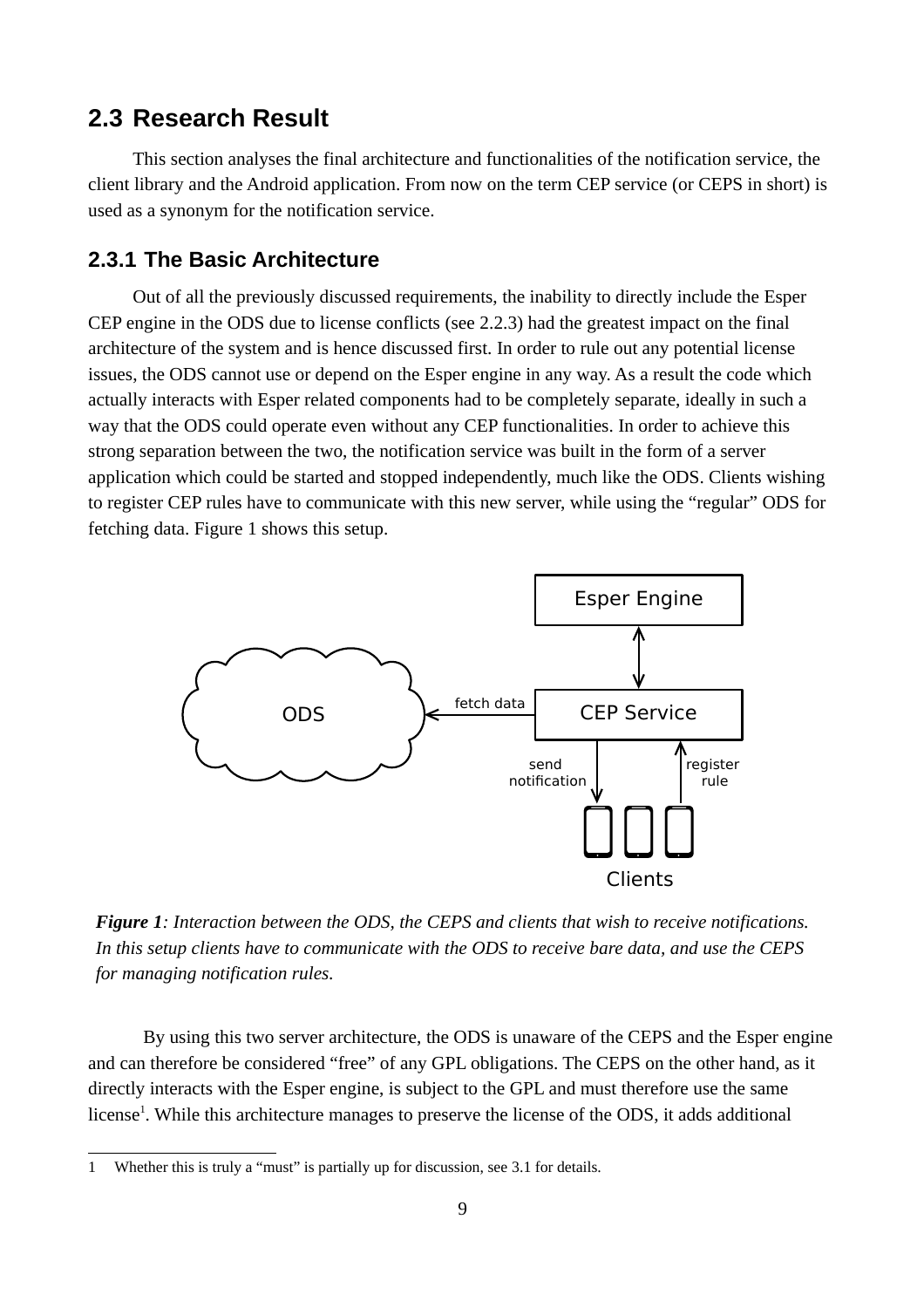## 2.3 Research Result

This section analyses the final architecture and functionalities of the notification service, the client library and the Android application. From now on the term CEP service (or CEPS in short) is used as a synonym for the notification service.

### 2.3.1 The Basic Architecture

Out of all the previously discussed requirements, the inability to directly include the Esper CEP engine in the ODS due to license conflicts (see 2.2.3) had the greatest impact on the final architecture of the system and is hence discussed first. In order to rule out any potential license issues, the ODS cannot use or depend on the Esper engine in any way. As a result the code which actually interacts with Esper related components had to be completely separate, ideally in such a way that the ODS could operate even without any CEP functionalities. In order to achieve this strong separation between the two, the notification service was built in the form of a server application which could be started and stopped independently, much like the ODS. Clients wishing to register CEP rules have to communicate with this new server, while using the "regular" ODS for fetching data. Figure 1 shows this setup.

***Figure 1**: Interaction between the ODS, the CEPS and clients that wish to receive notifications. In this setup clients have to communicate with the ODS to receive bare data, and use the CEPS for managing notification rules.*

By using this two server architecture, the ODS is unaware of the CEPS and the Esper engine and can therefore be considered "free" of any GPL obligations. The CEPS on the other hand, as it directly interacts with the Esper engine, is subject to the GPL and must therefore use the same license[1]. While this architecture manages to preserve the license of the ODS, it adds additional

1 Whether this is truly a "must" is partially up for discussion, see 3.1 for details.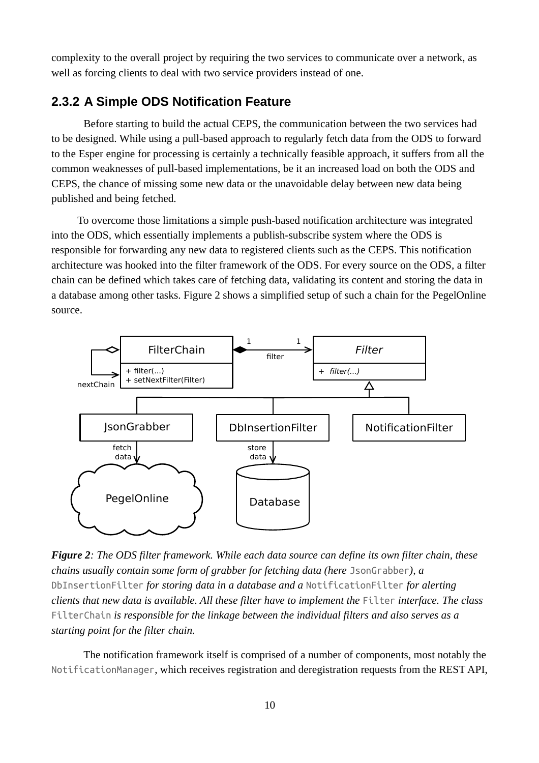complexity to the overall project by requiring the two services to communicate over a network, as well as forcing clients to deal with two service providers instead of one.

### 2.3.2 A Simple ODS Notification Feature

Before starting to build the actual CEPS, the communication between the two services had to be designed. While using a pull-based approach to regularly fetch data from the ODS to forward to the Esper engine for processing is certainly a technically feasible approach, it suffers from all the common weaknesses of pull-based implementations, be it an increased load on both the ODS and CEPS, the chance of missing some new data or the unavoidable delay between new data being published and being fetched.

To overcome those limitations a simple push-based notification architecture was integrated into the ODS, which essentially implements a publish-subscribe system where the ODS is responsible for forwarding any new data to registered clients such as the CEPS. This notification architecture was hooked into the filter framework of the ODS. For every source on the ODS, a filter chain can be defined which takes care of fetching data, validating its content and storing the data in a database among other tasks. Figure 2 shows a simplified setup of such a chain for the PegelOnline source.

***Figure 2**: The ODS filter framework. While each data source can define its own filter chain, these chains usually contain some form of grabber for fetching data (here `JsonGrabber`), a `DbInsertionFilter` for storing data in a database and a `NotificationFilter` for alerting clients that new data is available. All these filter have to implement the `Filter` interface. The class `FilterChain` is responsible for the linkage between the individual filters and also serves as a starting point for the filter chain.*

The notification framework itself is comprised of a number of components, most notably the `NotificationManager`, which receives registration and deregistration requests from the REST API,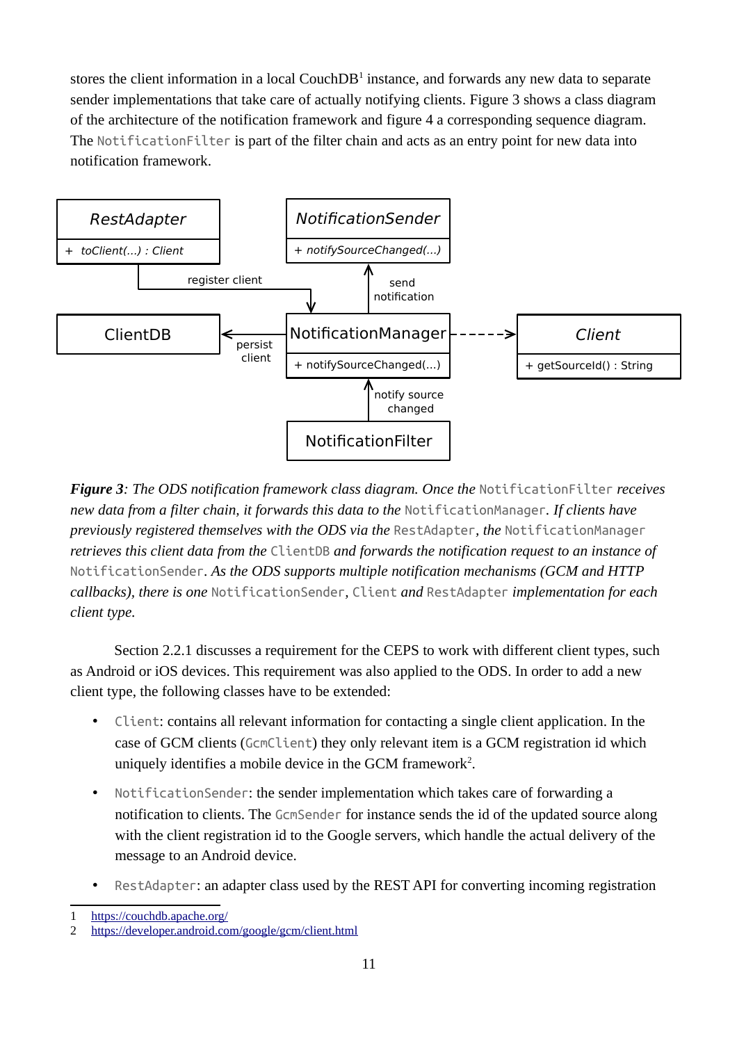stores the client information in a local CouchDB[1] instance, and forwards any new data to separate sender implementations that take care of actually notifying clients. Figure 3 shows a class diagram of the architecture of the notification framework and figure 4 a corresponding sequence diagram. The `NotificationFilter` is part of the filter chain and acts as an entry point for new data into notification framework.

***Figure 3****: The ODS notification framework class diagram. Once the* `NotificationFilter` *receives new data from a filter chain, it forwards this data to the* `NotificationManager`*. If clients have previously registered themselves with the ODS via the* `RestAdapter`*, the* `NotificationManager` *retrieves this client data from the* `ClientDB` *and forwards the notification request to an instance of* `NotificationSender`*. As the ODS supports multiple notification mechanisms (GCM and HTTP callbacks), there is one* `NotificationSender`*,* `Client` *and* `RestAdapter` *implementation for each client type.*

Section 2.2.1 discusses a requirement for the CEPS to work with different client types, such as Android or iOS devices. This requirement was also applied to the ODS. In order to add a new client type, the following classes have to be extended:

- `Client`: contains all relevant information for contacting a single client application. In the case of GCM clients (`GcmClient`) they only relevant item is a GCM registration id which uniquely identifies a mobile device in the GCM framework[2].
- `NotificationSender`: the sender implementation which takes care of forwarding a notification to clients. The `GcmSender` for instance sends the id of the updated source along with the client registration id to the Google servers, which handle the actual delivery of the message to an Android device.
- `RestAdapter`: an adapter class used by the REST API for converting incoming registration

1 https://couchdb.apache.org/

2 https://developer.android.com/google/gcm/client.html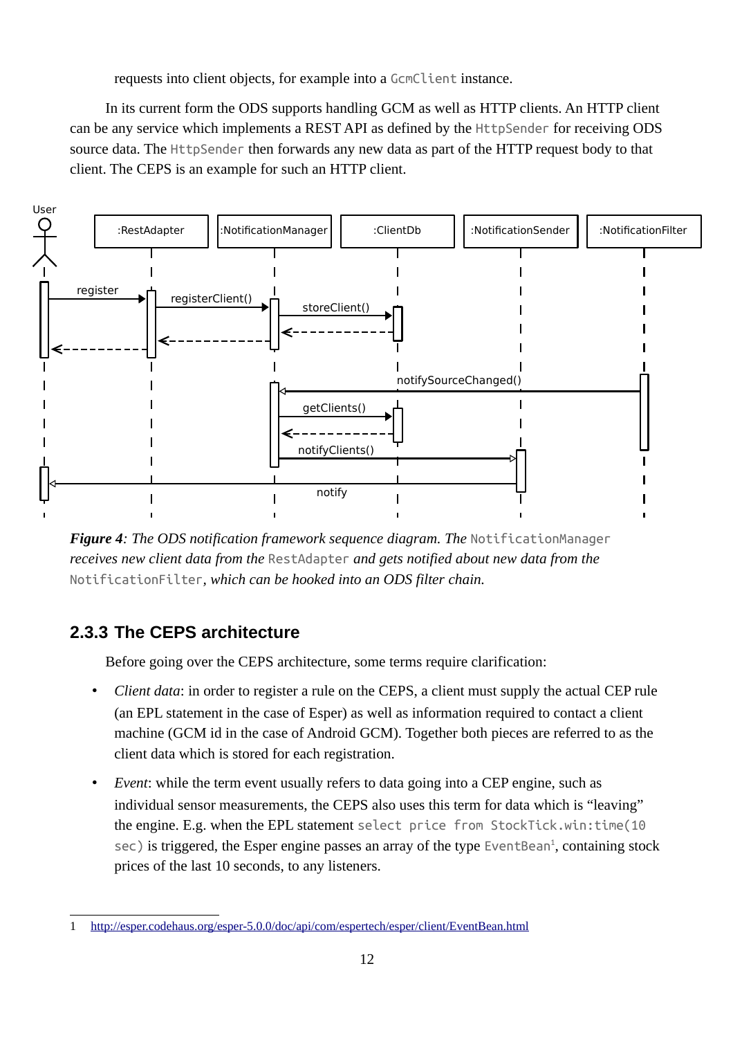requests into client objects, for example into a `GcmClient` instance.

In its current form the ODS supports handling GCM as well as HTTP clients. An HTTP client can be any service which implements a REST API as defined by the `HttpSender` for receiving ODS source data. The `HttpSender` then forwards any new data as part of the HTTP request body to that client. The CEPS is an example for such an HTTP client.

***Figure 4**: The ODS notification framework sequence diagram. The `NotificationManager` receives new client data from the `RestAdapter` and gets notified about new data from the `NotificationFilter`, which can be hooked into an ODS filter chain.*

### 2.3.3 The CEPS architecture

Before going over the CEPS architecture, some terms require clarification:

- *Client data*: in order to register a rule on the CEPS, a client must supply the actual CEP rule (an EPL statement in the case of Esper) as well as information required to contact a client machine (GCM id in the case of Android GCM). Together both pieces are referred to as the client data which is stored for each registration.
- *Event*: while the term event usually refers to data going into a CEP engine, such as individual sensor measurements, the CEPS also uses this term for data which is "leaving" the engine. E.g. when the EPL statement `select price from StockTick.win:time(10 sec)` is triggered, the Esper engine passes an array of the type `EventBean`[1], containing stock prices of the last 10 seconds, to any listeners.

1 http://esper.codehaus.org/esper-5.0.0/doc/api/com/espertech/esper/client/EventBean.html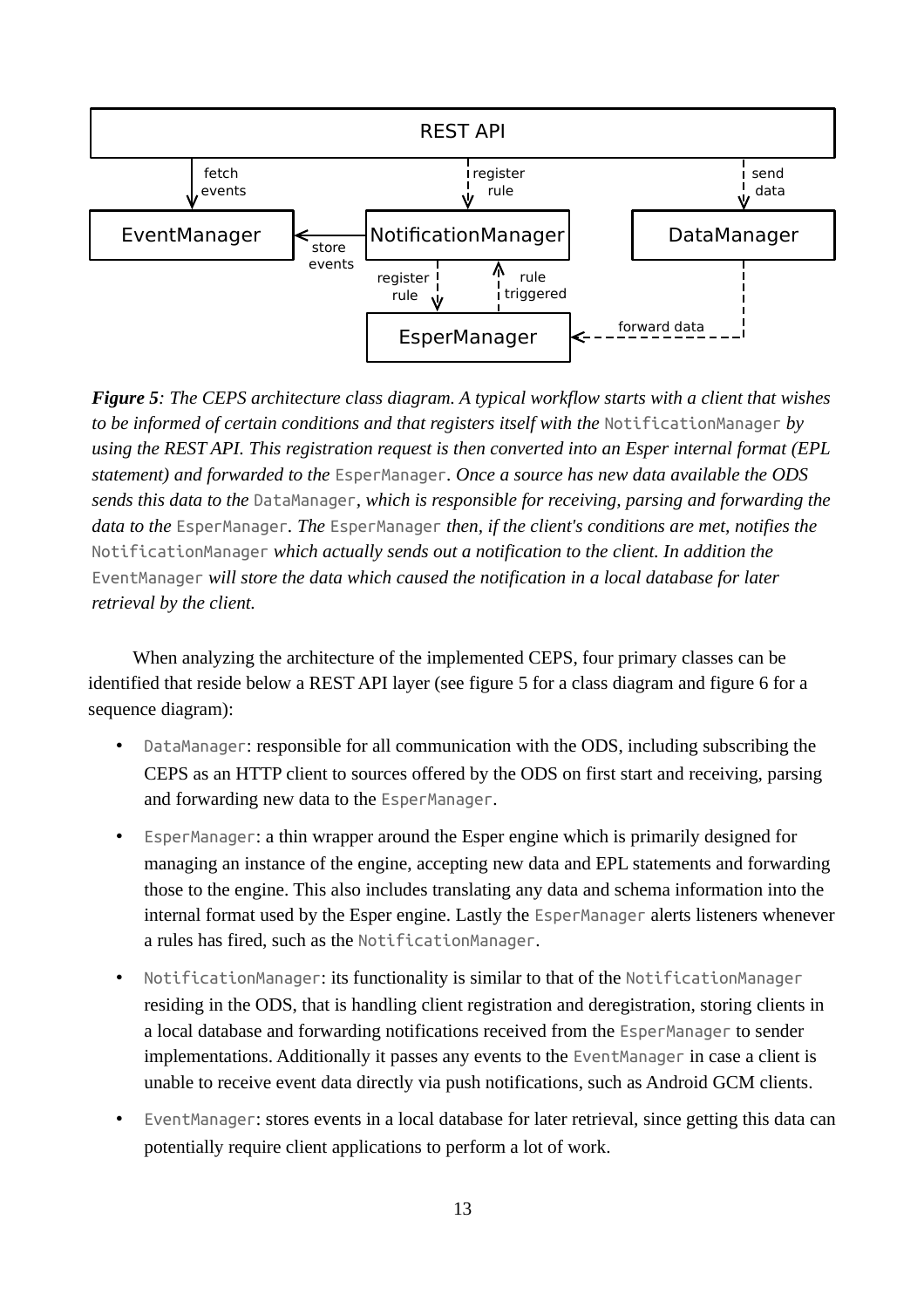*__Figure 5__: The CEPS architecture class diagram. A typical workflow starts with a client that wishes to be informed of certain conditions and that registers itself with the `NotificationManager` by using the REST API. This registration request is then converted into an Esper internal format (EPL statement) and forwarded to the `EsperManager`. Once a source has new data available the ODS sends this data to the `DataManager`, which is responsible for receiving, parsing and forwarding the data to the `EsperManager`. The `EsperManager` then, if the client's conditions are met, notifies the `NotificationManager` which actually sends out a notification to the client. In addition the `EventManager` will store the data which caused the notification in a local database for later retrieval by the client.*

When analyzing the architecture of the implemented CEPS, four primary classes can be identified that reside below a REST API layer (see figure 5 for a class diagram and figure 6 for a sequence diagram):

- `DataManager`: responsible for all communication with the ODS, including subscribing the CEPS as an HTTP client to sources offered by the ODS on first start and receiving, parsing and forwarding new data to the `EsperManager`.
- `EsperManager`: a thin wrapper around the Esper engine which is primarily designed for managing an instance of the engine, accepting new data and EPL statements and forwarding those to the engine. This also includes translating any data and schema information into the internal format used by the Esper engine. Lastly the `EsperManager` alerts listeners whenever a rules has fired, such as the `NotificationManager`.
- `NotificationManager`: its functionality is similar to that of the `NotificationManager` residing in the ODS, that is handling client registration and deregistration, storing clients in a local database and forwarding notifications received from the `EsperManager` to sender implementations. Additionally it passes any events to the `EventManager` in case a client is unable to receive event data directly via push notifications, such as Android GCM clients.
- `EventManager`: stores events in a local database for later retrieval, since getting this data can potentially require client applications to perform a lot of work.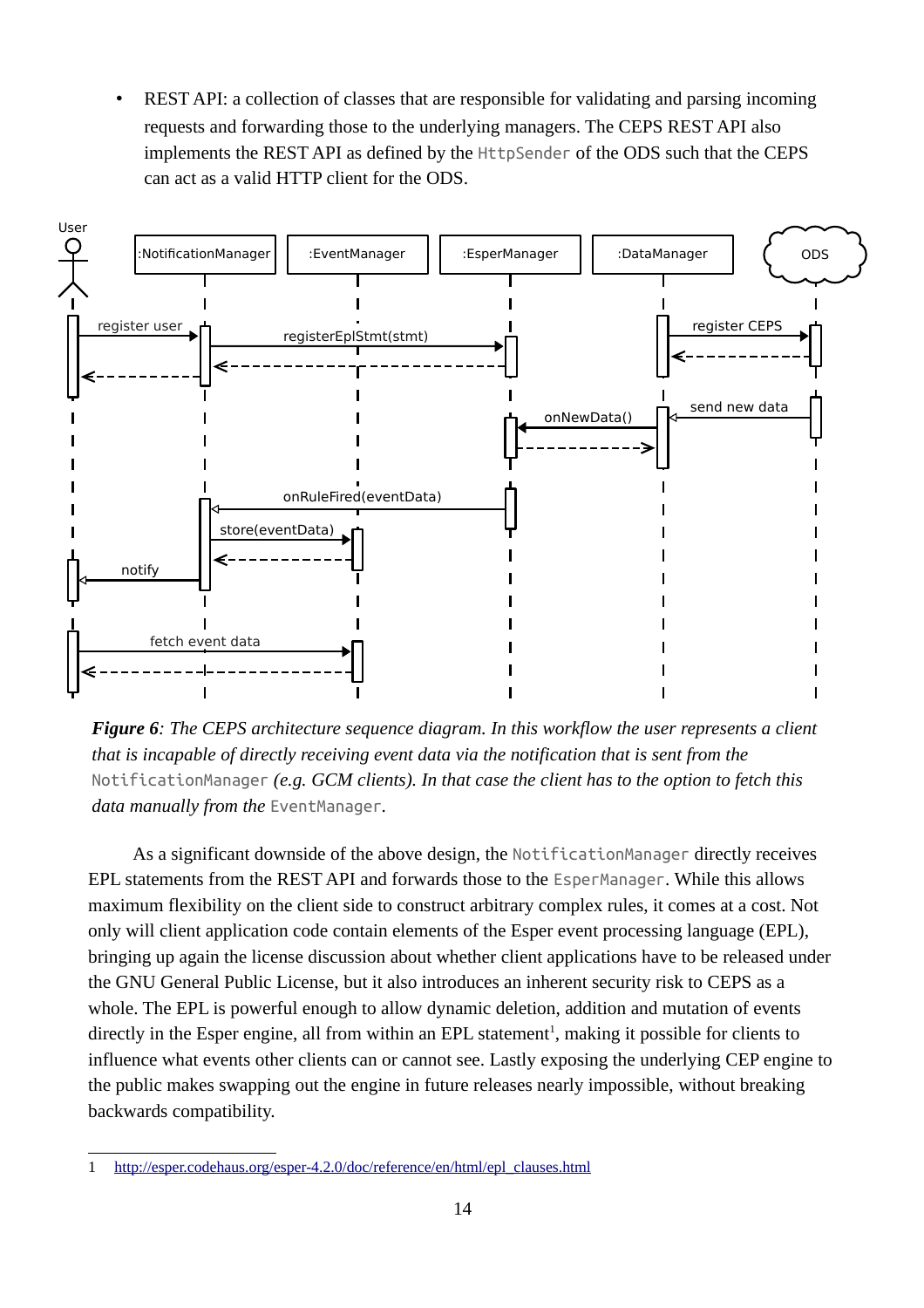- REST API: a collection of classes that are responsible for validating and parsing incoming requests and forwarding those to the underlying managers. The CEPS REST API also implements the REST API as defined by the `HttpSender` of the ODS such that the CEPS can act as a valid HTTP client for the ODS.

***Figure 6**: The CEPS architecture sequence diagram. In this workflow the user represents a client that is incapable of directly receiving event data via the notification that is sent from the* `NotificationManager` *(e.g. GCM clients). In that case the client has to the option to fetch this data manually from the* `EventManager`*.*

As a significant downside of the above design, the `NotificationManager` directly receives EPL statements from the REST API and forwards those to the `EsperManager`. While this allows maximum flexibility on the client side to construct arbitrary complex rules, it comes at a cost. Not only will client application code contain elements of the Esper event processing language (EPL), bringing up again the license discussion about whether client applications have to be released under the GNU General Public License, but it also introduces an inherent security risk to CEPS as a whole. The EPL is powerful enough to allow dynamic deletion, addition and mutation of events directly in the Esper engine, all from within an EPL statement[1], making it possible for clients to influence what events other clients can or cannot see. Lastly exposing the underlying CEP engine to the public makes swapping out the engine in future releases nearly impossible, without breaking backwards compatibility.

1 http://esper.codehaus.org/esper-4.2.0/doc/reference/en/html/epl_clauses.html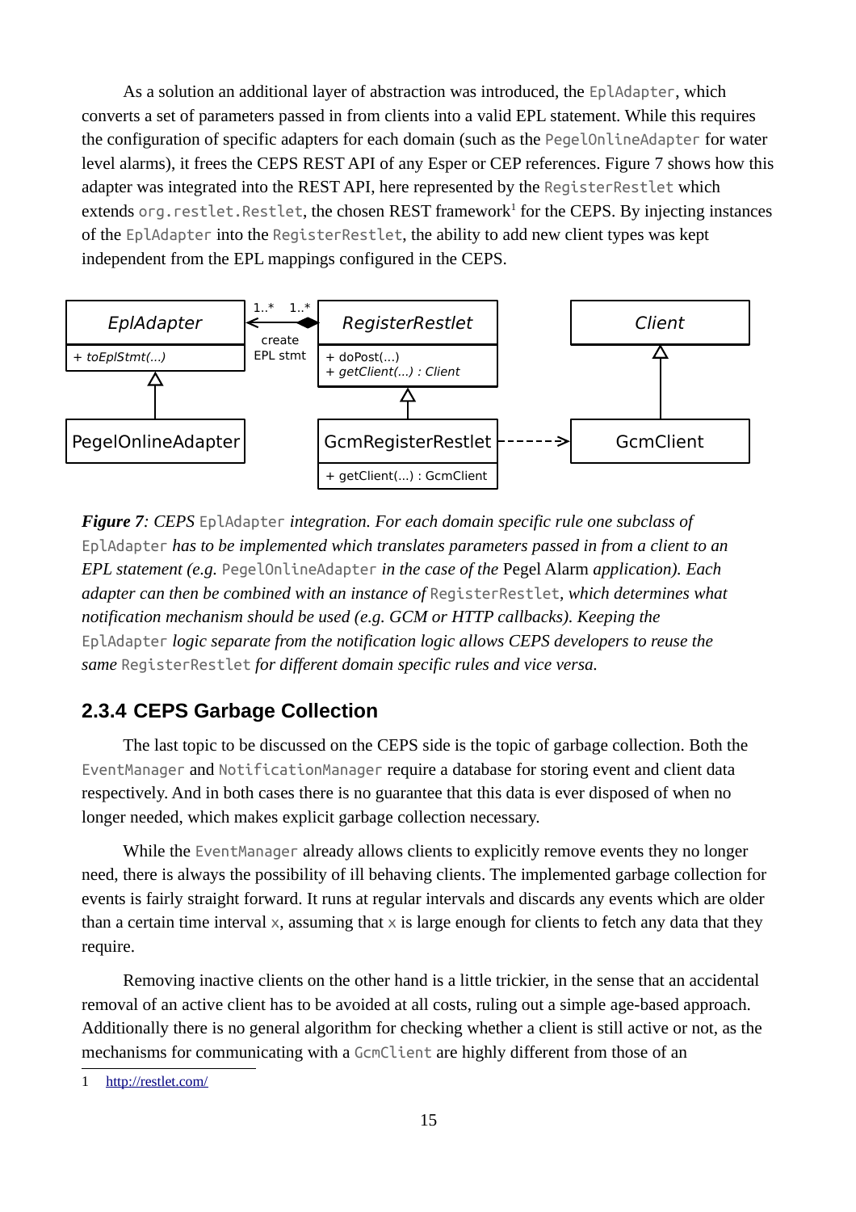As a solution an additional layer of abstraction was introduced, the `EplAdapter`, which converts a set of parameters passed in from clients into a valid EPL statement. While this requires the configuration of specific adapters for each domain (such as the `PegelOnlineAdapter` for water level alarms), it frees the CEPS REST API of any Esper or CEP references. Figure 7 shows how this adapter was integrated into the REST API, here represented by the `RegisterRestlet` which extends `org.restlet.Restlet`, the chosen REST framework[1] for the CEPS. By injecting instances of the `EplAdapter` into the `RegisterRestlet`, the ability to add new client types was kept independent from the EPL mappings configured in the CEPS.

***Figure 7**: CEPS `EplAdapter` integration. For each domain specific rule one subclass of `EplAdapter` has to be implemented which translates parameters passed in from a client to an EPL statement (e.g. `PegelOnlineAdapter` in the case of the* Pegel Alarm *application). Each adapter can then be combined with an instance of `RegisterRestlet`, which determines what notification mechanism should be used (e.g. GCM or HTTP callbacks). Keeping the `EplAdapter` logic separate from the notification logic allows CEPS developers to reuse the same `RegisterRestlet` for different domain specific rules and vice versa.*

## 2.3.4 CEPS Garbage Collection

The last topic to be discussed on the CEPS side is the topic of garbage collection. Both the `EventManager` and `NotificationManager` require a database for storing event and client data respectively. And in both cases there is no guarantee that this data is ever disposed of when no longer needed, which makes explicit garbage collection necessary.

While the `EventManager` already allows clients to explicitly remove events they no longer need, there is always the possibility of ill behaving clients. The implemented garbage collection for events is fairly straight forward. It runs at regular intervals and discards any events which are older than a certain time interval `x`, assuming that `x` is large enough for clients to fetch any data that they require.

Removing inactive clients on the other hand is a little trickier, in the sense that an accidental removal of an active client has to be avoided at all costs, ruling out a simple age-based approach. Additionally there is no general algorithm for checking whether a client is still active or not, as the mechanisms for communicating with a `GcmClient` are highly different from those of an

1 http://restlet.com/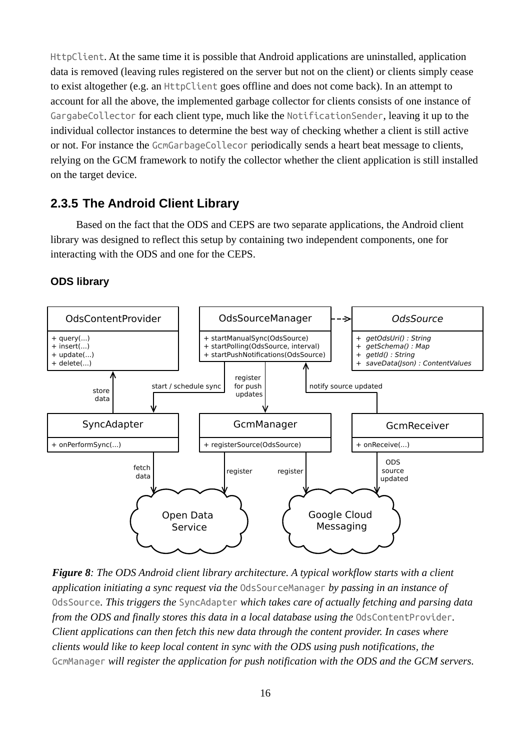HttpClient. At the same time it is possible that Android applications are uninstalled, application data is removed (leaving rules registered on the server but not on the client) or clients simply cease to exist altogether (e.g. an HttpClient goes offline and does not come back). In an attempt to account for all the above, the implemented garbage collector for clients consists of one instance of GargabeCollector for each client type, much like the NotificationSender, leaving it up to the individual collector instances to determine the best way of checking whether a client is still active or not. For instance the GcmGarbageCollecor periodically sends a heart beat message to clients, relying on the GCM framework to notify the collector whether the client application is still installed on the target device.

### 2.3.5 The Android Client Library

Based on the fact that the ODS and CEPS are two separate applications, the Android client library was designed to reflect this setup by containing two independent components, one for interacting with the ODS and one for the CEPS.

#### ODS library

***Figure 8**: The ODS Android client library architecture. A typical workflow starts with a client application initiating a sync request via the* OdsSourceManager *by passing in an instance of* OdsSource*. This triggers the* SyncAdapter *which takes care of actually fetching and parsing data from the ODS and finally stores this data in a local database using the* OdsContentProvider*. Client applications can then fetch this new data through the content provider. In cases where clients would like to keep local content in sync with the ODS using push notifications, the* GcmManager *will register the application for push notification with the ODS and the GCM servers.*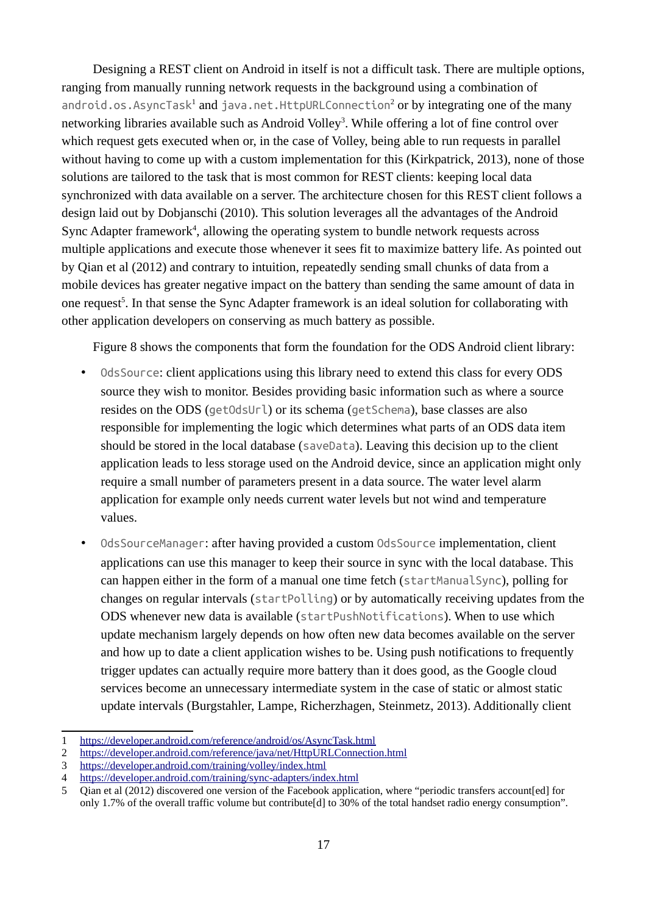Designing a REST client on Android in itself is not a difficult task. There are multiple options, ranging from manually running network requests in the background using a combination of `android.os.AsyncTask`[1] and `java.net.HttpURLConnection`[2] or by integrating one of the many networking libraries available such as Android Volley[3]. While offering a lot of fine control over which request gets executed when or, in the case of Volley, being able to run requests in parallel without having to come up with a custom implementation for this (Kirkpatrick, 2013), none of those solutions are tailored to the task that is most common for REST clients: keeping local data synchronized with data available on a server. The architecture chosen for this REST client follows a design laid out by Dobjanschi (2010). This solution leverages all the advantages of the Android Sync Adapter framework[4], allowing the operating system to bundle network requests across multiple applications and execute those whenever it sees fit to maximize battery life. As pointed out by Qian et al (2012) and contrary to intuition, repeatedly sending small chunks of data from a mobile devices has greater negative impact on the battery than sending the same amount of data in one request[5]. In that sense the Sync Adapter framework is an ideal solution for collaborating with other application developers on conserving as much battery as possible.

Figure 8 shows the components that form the foundation for the ODS Android client library:

- `OdsSource`: client applications using this library need to extend this class for every ODS source they wish to monitor. Besides providing basic information such as where a source resides on the ODS (`getOdsUrl`) or its schema (`getSchema`), base classes are also responsible for implementing the logic which determines what parts of an ODS data item should be stored in the local database (`saveData`). Leaving this decision up to the client application leads to less storage used on the Android device, since an application might only require a small number of parameters present in a data source. The water level alarm application for example only needs current water levels but not wind and temperature values.

- `OdsSourceManager`: after having provided a custom `OdsSource` implementation, client applications can use this manager to keep their source in sync with the local database. This can happen either in the form of a manual one time fetch (`startManualSync`), polling for changes on regular intervals (`startPolling`) or by automatically receiving updates from the ODS whenever new data is available (`startPushNotifications`). When to use which update mechanism largely depends on how often new data becomes available on the server and how up to date a client application wishes to be. Using push notifications to frequently trigger updates can actually require more battery than it does good, as the Google cloud services become an unnecessary intermediate system in the case of static or almost static update intervals (Burgstahler, Lampe, Richerzhagen, Steinmetz, 2013). Additionally client

---

1 https://developer.android.com/reference/android/os/AsyncTask.html
2 https://developer.android.com/reference/java/net/HttpURLConnection.html
3 https://developer.android.com/training/volley/index.html
4 https://developer.android.com/training/sync-adapters/index.html
5 Qian et al (2012) discovered one version of the Facebook application, where "periodic transfers account[ed] for only 1.7% of the overall traffic volume but contribute[d] to 30% of the total handset radio energy consumption".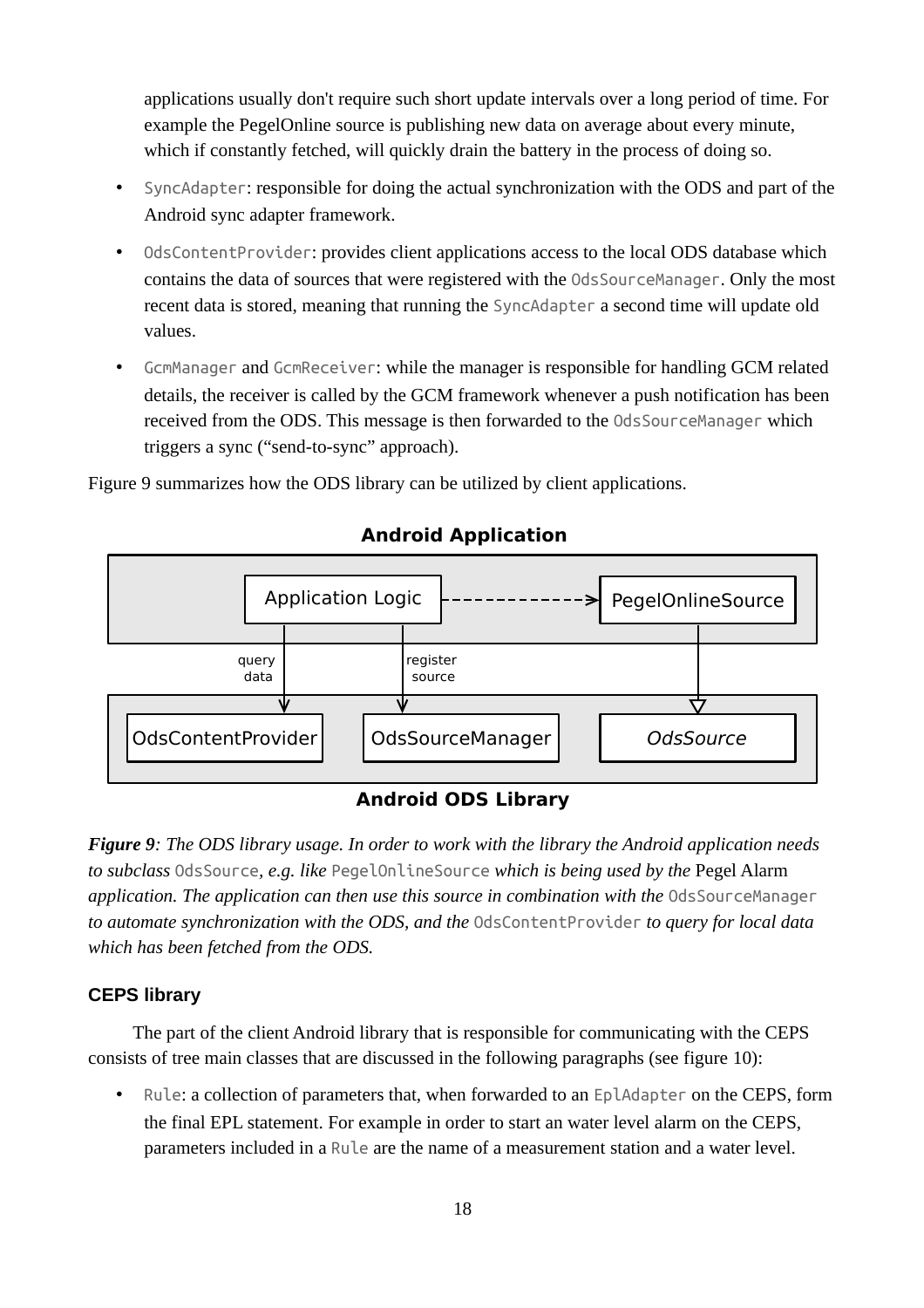applications usually don't require such short update intervals over a long period of time. For example the PegelOnline source is publishing new data on average about every minute, which if constantly fetched, will quickly drain the battery in the process of doing so.

- `SyncAdapter`: responsible for doing the actual synchronization with the ODS and part of the Android sync adapter framework.
- `OdsContentProvider`: provides client applications access to the local ODS database which contains the data of sources that were registered with the `OdsSourceManager`. Only the most recent data is stored, meaning that running the `SyncAdapter` a second time will update old values.
- `GcmManager` and `GcmReceiver`: while the manager is responsible for handling GCM related details, the receiver is called by the GCM framework whenever a push notification has been received from the ODS. This message is then forwarded to the `OdsSourceManager` which triggers a sync ("send-to-sync" approach).

Figure 9 summarizes how the ODS library can be utilized by client applications.

**Android Application**

Application Logic → PegelOnlineSource

query data | register source

OdsContentProvider | OdsSourceManager | *OdsSource*

**Android ODS Library**

***Figure 9****: The ODS library usage. In order to work with the library the Android application needs to subclass* `OdsSource`*, e.g. like* `PegelOnlineSource` *which is being used by the* Pegel Alarm *application. The application can then use this source in combination with the* `OdsSourceManager` *to automate synchronization with the ODS, and the* `OdsContentProvider` *to query for local data which has been fetched from the ODS.*

### CEPS library

The part of the client Android library that is responsible for communicating with the CEPS consists of tree main classes that are discussed in the following paragraphs (see figure 10):

- `Rule`: a collection of parameters that, when forwarded to an `EplAdapter` on the CEPS, form the final EPL statement. For example in order to start an water level alarm on the CEPS, parameters included in a `Rule` are the name of a measurement station and a water level.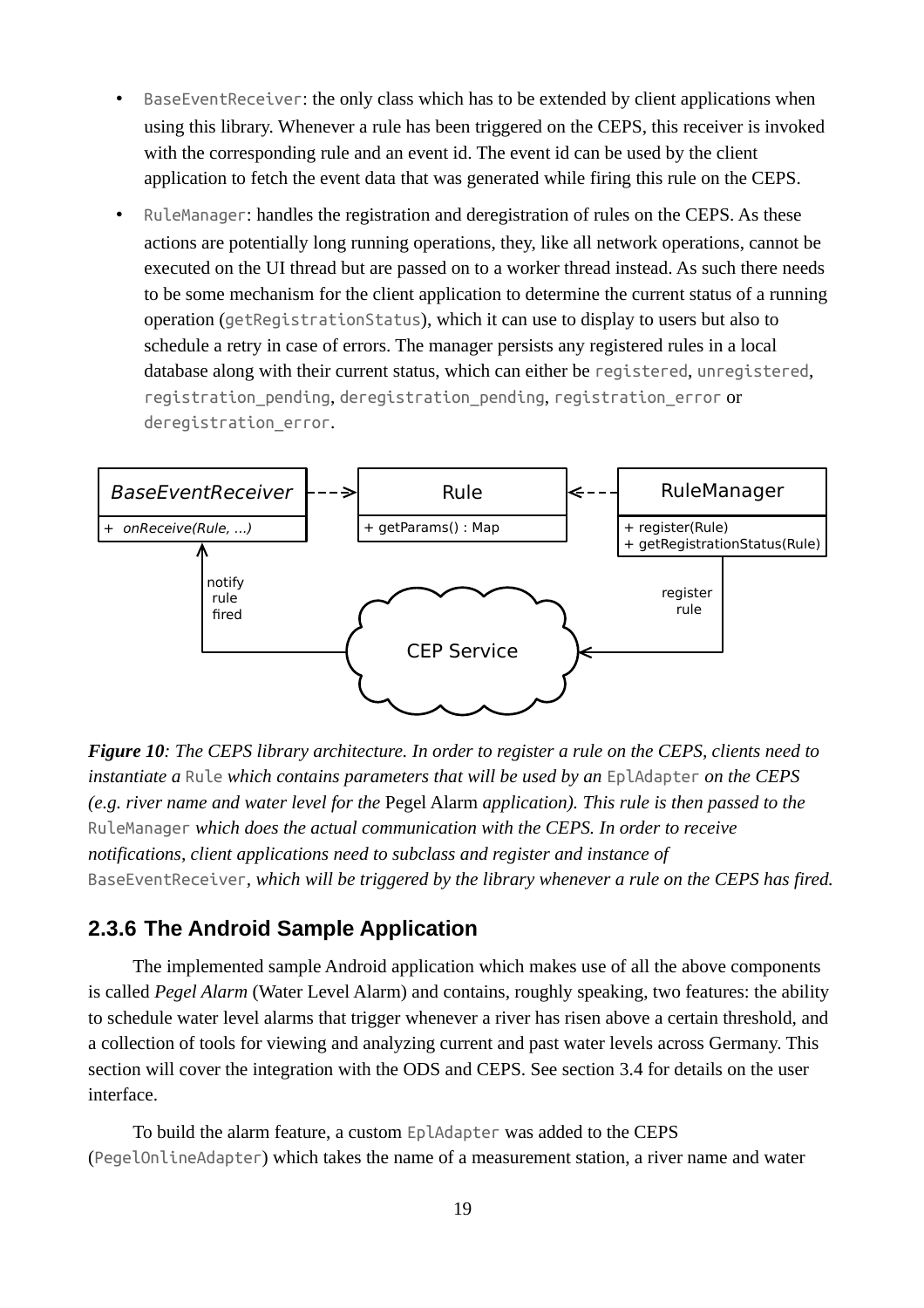- `BaseEventReceiver`: the only class which has to be extended by client applications when using this library. Whenever a rule has been triggered on the CEPS, this receiver is invoked with the corresponding rule and an event id. The event id can be used by the client application to fetch the event data that was generated while firing this rule on the CEPS.
- `RuleManager`: handles the registration and deregistration of rules on the CEPS. As these actions are potentially long running operations, they, like all network operations, cannot be executed on the UI thread but are passed on to a worker thread instead. As such there needs to be some mechanism for the client application to determine the current status of a running operation (`getRegistrationStatus`), which it can use to display to users but also to schedule a retry in case of errors. The manager persists any registered rules in a local database along with their current status, which can either be `registered`, `unregistered`, `registration_pending`, `deregistration_pending`, `registration_error` or `deregistration_error`.

*Figure 10: The CEPS library architecture. In order to register a rule on the CEPS, clients need to instantiate a* `Rule` *which contains parameters that will be used by an* `EplAdapter` *on the CEPS (e.g. river name and water level for the* Pegel Alarm *application). This rule is then passed to the* `RuleManager` *which does the actual communication with the CEPS. In order to receive notifications, client applications need to subclass and register and instance of* `BaseEventReceiver`*, which will be triggered by the library whenever a rule on the CEPS has fired.*

### 2.3.6 The Android Sample Application

The implemented sample Android application which makes use of all the above components is called *Pegel Alarm* (Water Level Alarm) and contains, roughly speaking, two features: the ability to schedule water level alarms that trigger whenever a river has risen above a certain threshold, and a collection of tools for viewing and analyzing current and past water levels across Germany. This section will cover the integration with the ODS and CEPS. See section 3.4 for details on the user interface.

To build the alarm feature, a custom `EplAdapter` was added to the CEPS (`PegelOnlineAdapter`) which takes the name of a measurement station, a river name and water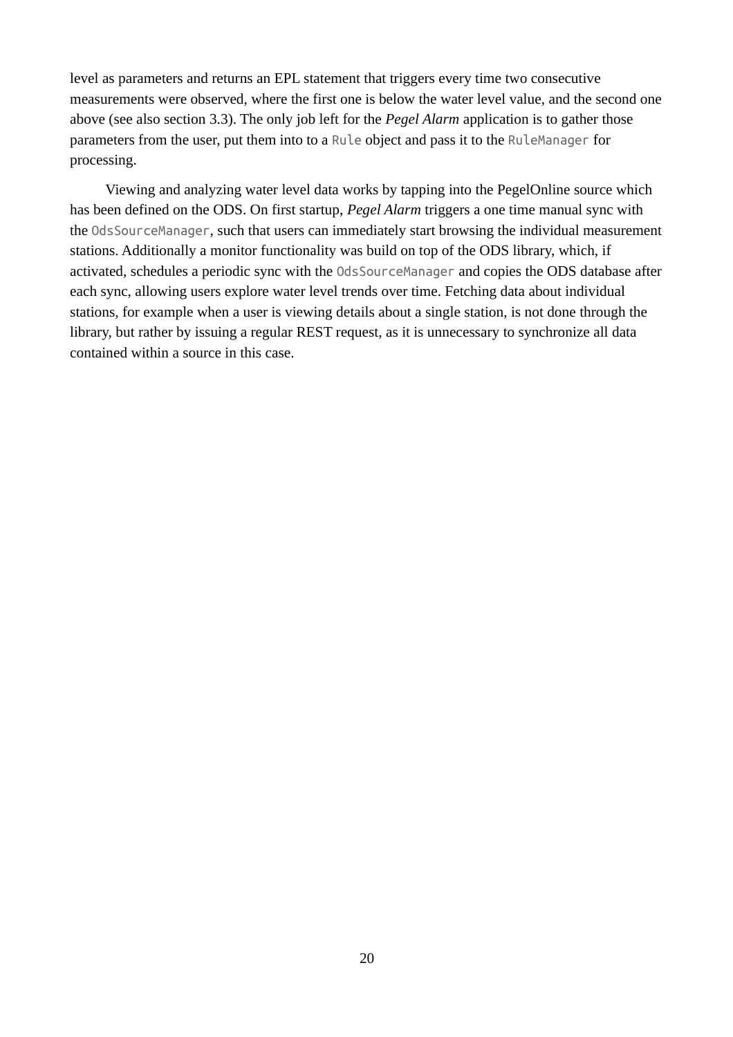level as parameters and returns an EPL statement that triggers every time two consecutive measurements were observed, where the first one is below the water level value, and the second one above (see also section 3.3). The only job left for the *Pegel Alarm* application is to gather those parameters from the user, put them into to a `Rule` object and pass it to the `RuleManager` for processing.

Viewing and analyzing water level data works by tapping into the PegelOnline source which has been defined on the ODS. On first startup, *Pegel Alarm* triggers a one time manual sync with the `OdsSourceManager`, such that users can immediately start browsing the individual measurement stations. Additionally a monitor functionality was build on top of the ODS library, which, if activated, schedules a periodic sync with the `OdsSourceManager` and copies the ODS database after each sync, allowing users explore water level trends over time. Fetching data about individual stations, for example when a user is viewing details about a single station, is not done through the library, but rather by issuing a regular REST request, as it is unnecessary to synchronize all data contained within a source in this case.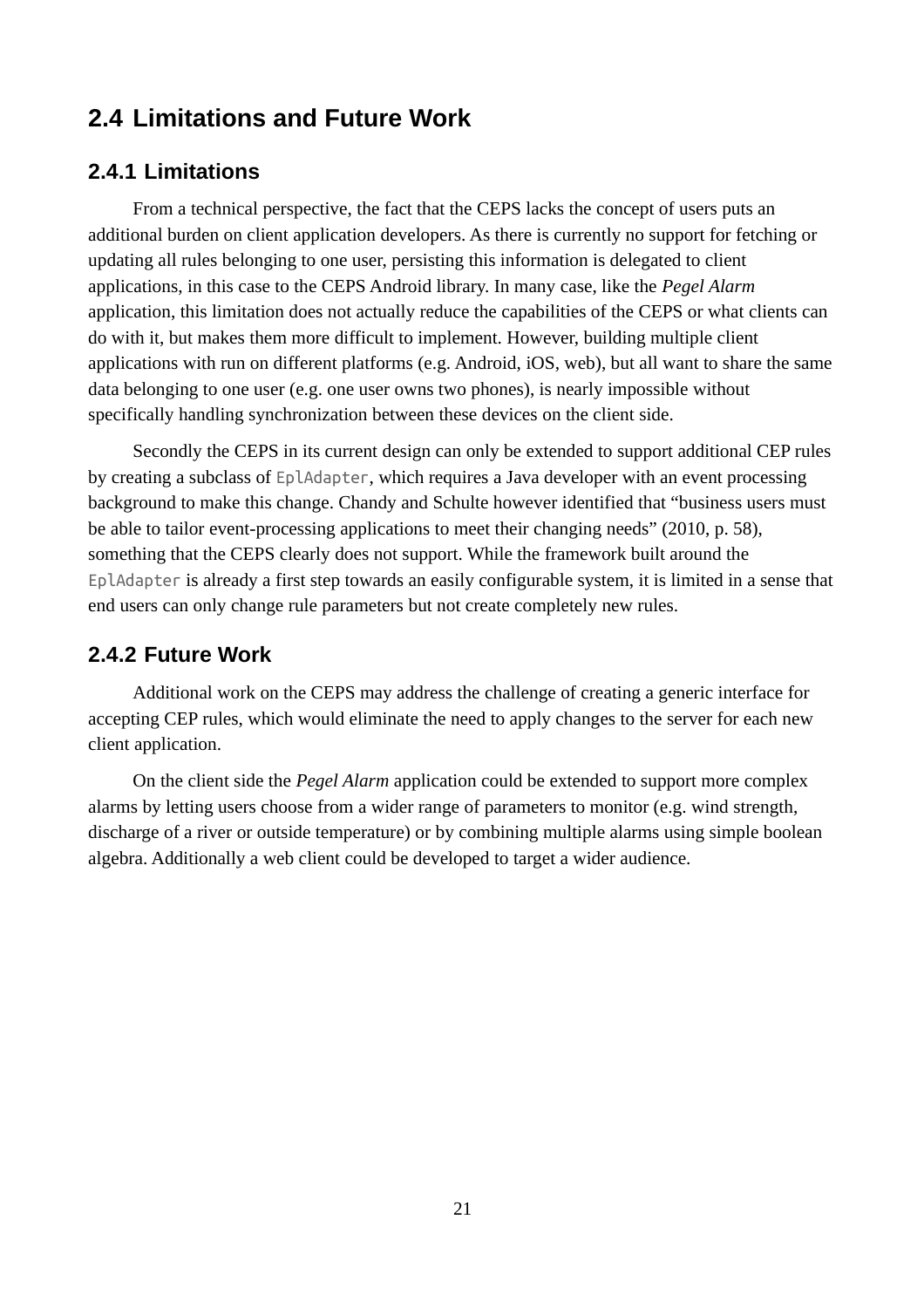## 2.4 Limitations and Future Work

### 2.4.1 Limitations

From a technical perspective, the fact that the CEPS lacks the concept of users puts an additional burden on client application developers. As there is currently no support for fetching or updating all rules belonging to one user, persisting this information is delegated to client applications, in this case to the CEPS Android library. In many case, like the *Pegel Alarm* application, this limitation does not actually reduce the capabilities of the CEPS or what clients can do with it, but makes them more difficult to implement. However, building multiple client applications with run on different platforms (e.g. Android, iOS, web), but all want to share the same data belonging to one user (e.g. one user owns two phones), is nearly impossible without specifically handling synchronization between these devices on the client side.

Secondly the CEPS in its current design can only be extended to support additional CEP rules by creating a subclass of `EplAdapter`, which requires a Java developer with an event processing background to make this change. Chandy and Schulte however identified that “business users must be able to tailor event-processing applications to meet their changing needs” (2010, p. 58), something that the CEPS clearly does not support. While the framework built around the `EplAdapter` is already a first step towards an easily configurable system, it is limited in a sense that end users can only change rule parameters but not create completely new rules.

### 2.4.2 Future Work

Additional work on the CEPS may address the challenge of creating a generic interface for accepting CEP rules, which would eliminate the need to apply changes to the server for each new client application.

On the client side the *Pegel Alarm* application could be extended to support more complex alarms by letting users choose from a wider range of parameters to monitor (e.g. wind strength, discharge of a river or outside temperature) or by combining multiple alarms using simple boolean algebra. Additionally a web client could be developed to target a wider audience.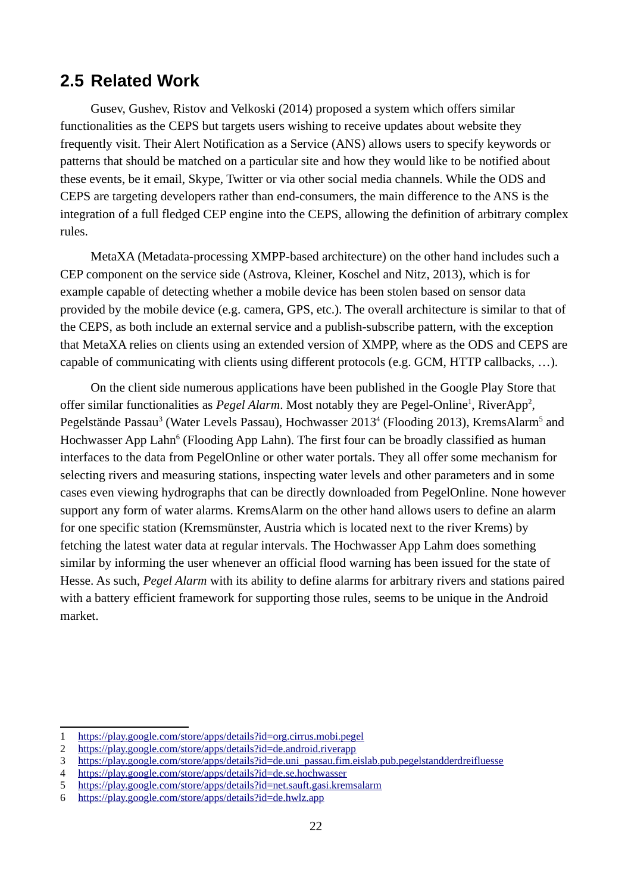## 2.5 Related Work

Gusev, Gushev, Ristov and Velkoski (2014) proposed a system which offers similar functionalities as the CEPS but targets users wishing to receive updates about website they frequently visit. Their Alert Notification as a Service (ANS) allows users to specify keywords or patterns that should be matched on a particular site and how they would like to be notified about these events, be it email, Skype, Twitter or via other social media channels. While the ODS and CEPS are targeting developers rather than end-consumers, the main difference to the ANS is the integration of a full fledged CEP engine into the CEPS, allowing the definition of arbitrary complex rules.

MetaXA (Metadata-processing XMPP-based architecture) on the other hand includes such a CEP component on the service side (Astrova, Kleiner, Koschel and Nitz, 2013), which is for example capable of detecting whether a mobile device has been stolen based on sensor data provided by the mobile device (e.g. camera, GPS, etc.). The overall architecture is similar to that of the CEPS, as both include an external service and a publish-subscribe pattern, with the exception that MetaXA relies on clients using an extended version of XMPP, where as the ODS and CEPS are capable of communicating with clients using different protocols (e.g. GCM, HTTP callbacks, …).

On the client side numerous applications have been published in the Google Play Store that offer similar functionalities as *Pegel Alarm*. Most notably they are Pegel-Online[1], RiverApp[2], Pegelstände Passau[3] (Water Levels Passau), Hochwasser 2013[4] (Flooding 2013), KremsAlarm[5] and Hochwasser App Lahn[6] (Flooding App Lahn). The first four can be broadly classified as human interfaces to the data from PegelOnline or other water portals. They all offer some mechanism for selecting rivers and measuring stations, inspecting water levels and other parameters and in some cases even viewing hydrographs that can be directly downloaded from PegelOnline. None however support any form of water alarms. KremsAlarm on the other hand allows users to define an alarm for one specific station (Kremsmünster, Austria which is located next to the river Krems) by fetching the latest water data at regular intervals. The Hochwasser App Lahm does something similar by informing the user whenever an official flood warning has been issued for the state of Hesse. As such, *Pegel Alarm* with its ability to define alarms for arbitrary rivers and stations paired with a battery efficient framework for supporting those rules, seems to be unique in the Android market.

---

1 https://play.google.com/store/apps/details?id=org.cirrus.mobi.pegel
2 https://play.google.com/store/apps/details?id=de.android.riverapp
3 https://play.google.com/store/apps/details?id=de.uni_passau.fim.eislab.pub.pegelstandderdreifluesse
4 https://play.google.com/store/apps/details?id=de.se.hochwasser
5 https://play.google.com/store/apps/details?id=net.sauft.gasi.kremsalarm
6 https://play.google.com/store/apps/details?id=de.hwlz.app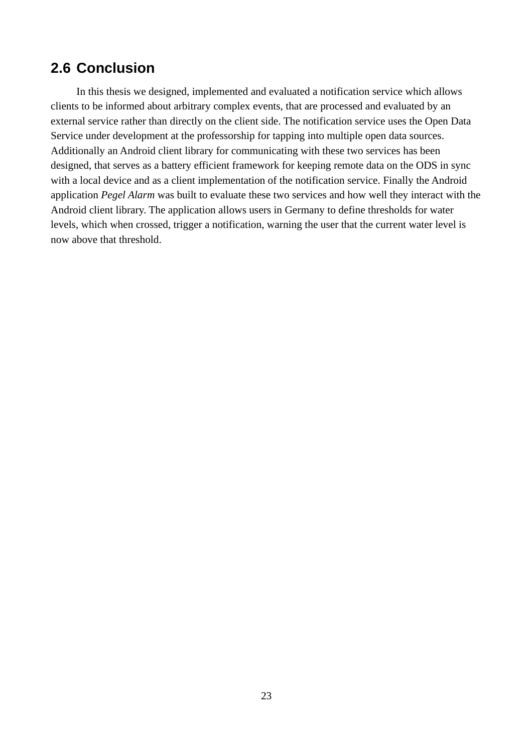## 2.6 Conclusion

In this thesis we designed, implemented and evaluated a notification service which allows clients to be informed about arbitrary complex events, that are processed and evaluated by an external service rather than directly on the client side. The notification service uses the Open Data Service under development at the professorship for tapping into multiple open data sources. Additionally an Android client library for communicating with these two services has been designed, that serves as a battery efficient framework for keeping remote data on the ODS in sync with a local device and as a client implementation of the notification service. Finally the Android application *Pegel Alarm* was built to evaluate these two services and how well they interact with the Android client library. The application allows users in Germany to define thresholds for water levels, which when crossed, trigger a notification, warning the user that the current water level is now above that threshold.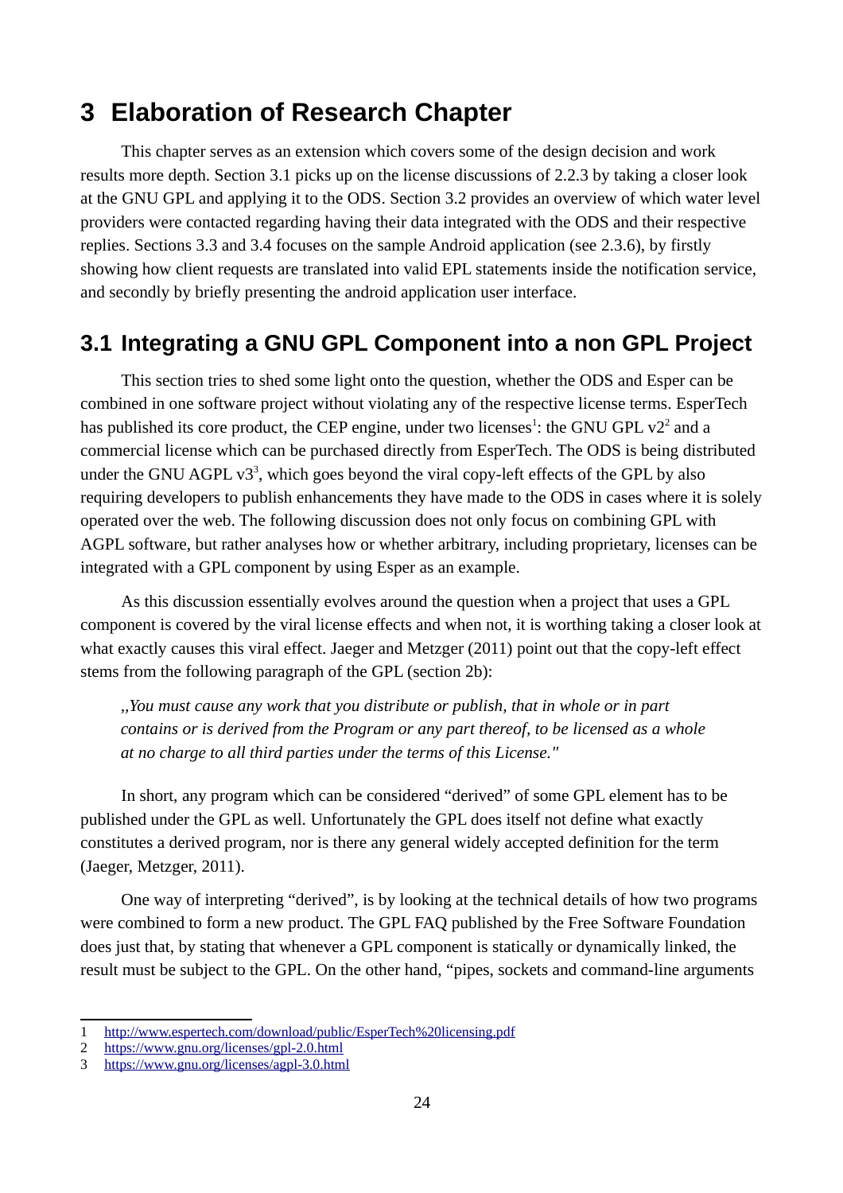# 3 Elaboration of Research Chapter

This chapter serves as an extension which covers some of the design decision and work results more depth. Section 3.1 picks up on the license discussions of 2.2.3 by taking a closer look at the GNU GPL and applying it to the ODS. Section 3.2 provides an overview of which water level providers were contacted regarding having their data integrated with the ODS and their respective replies. Sections 3.3 and 3.4 focuses on the sample Android application (see 2.3.6), by firstly showing how client requests are translated into valid EPL statements inside the notification service, and secondly by briefly presenting the android application user interface.

## 3.1 Integrating a GNU GPL Component into a non GPL Project

This section tries to shed some light onto the question, whether the ODS and Esper can be combined in one software project without violating any of the respective license terms. EsperTech has published its core product, the CEP engine, under two licenses[1]: the GNU GPL v2[2] and a commercial license which can be purchased directly from EsperTech. The ODS is being distributed under the GNU AGPL v3[3], which goes beyond the viral copy-left effects of the GPL by also requiring developers to publish enhancements they have made to the ODS in cases where it is solely operated over the web. The following discussion does not only focus on combining GPL with AGPL software, but rather analyses how or whether arbitrary, including proprietary, licenses can be integrated with a GPL component by using Esper as an example.

As this discussion essentially evolves around the question when a project that uses a GPL component is covered by the viral license effects and when not, it is worthing taking a closer look at what exactly causes this viral effect. Jaeger and Metzger (2011) point out that the copy-left effect stems from the following paragraph of the GPL (section 2b):

> *„You must cause any work that you distribute or publish, that in whole or in part contains or is derived from the Program or any part thereof, to be licensed as a whole at no charge to all third parties under the terms of this License."*

In short, any program which can be considered “derived” of some GPL element has to be published under the GPL as well. Unfortunately the GPL does itself not define what exactly constitutes a derived program, nor is there any general widely accepted definition for the term (Jaeger, Metzger, 2011).

One way of interpreting “derived”, is by looking at the technical details of how two programs were combined to form a new product. The GPL FAQ published by the Free Software Foundation does just that, by stating that whenever a GPL component is statically or dynamically linked, the result must be subject to the GPL. On the other hand, “pipes, sockets and command-line arguments

1 http://www.espertech.com/download/public/EsperTech%20licensing.pdf

2 https://www.gnu.org/licenses/gpl-2.0.html

3 https://www.gnu.org/licenses/agpl-3.0.html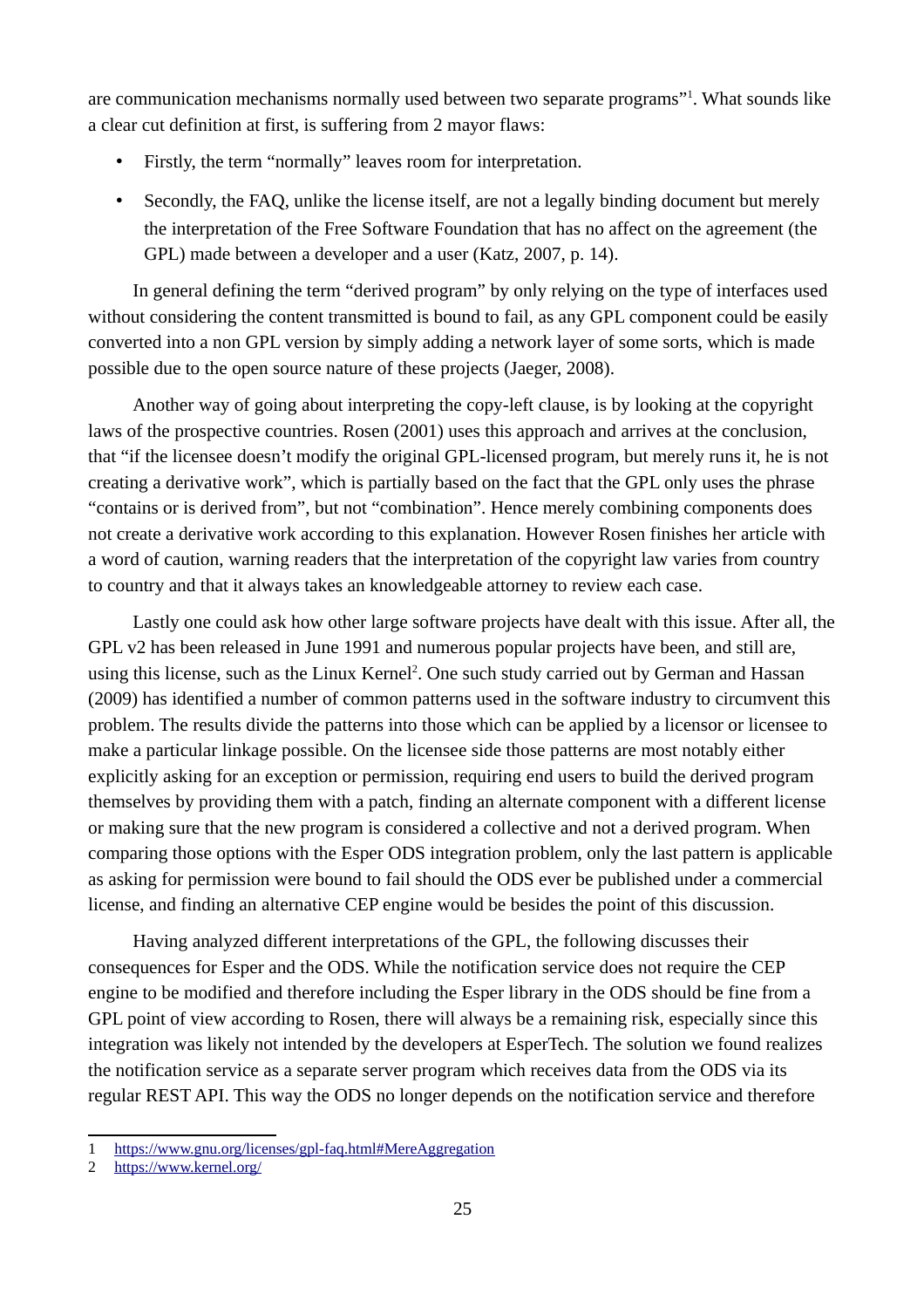are communication mechanisms normally used between two separate programs"[1]. What sounds like a clear cut definition at first, is suffering from 2 mayor flaws:

- Firstly, the term "normally" leaves room for interpretation.
- Secondly, the FAQ, unlike the license itself, are not a legally binding document but merely the interpretation of the Free Software Foundation that has no affect on the agreement (the GPL) made between a developer and a user (Katz, 2007, p. 14).

In general defining the term "derived program" by only relying on the type of interfaces used without considering the content transmitted is bound to fail, as any GPL component could be easily converted into a non GPL version by simply adding a network layer of some sorts, which is made possible due to the open source nature of these projects (Jaeger, 2008).

Another way of going about interpreting the copy-left clause, is by looking at the copyright laws of the prospective countries. Rosen (2001) uses this approach and arrives at the conclusion, that "if the licensee doesn't modify the original GPL-licensed program, but merely runs it, he is not creating a derivative work", which is partially based on the fact that the GPL only uses the phrase "contains or is derived from", but not "combination". Hence merely combining components does not create a derivative work according to this explanation. However Rosen finishes her article with a word of caution, warning readers that the interpretation of the copyright law varies from country to country and that it always takes an knowledgeable attorney to review each case.

Lastly one could ask how other large software projects have dealt with this issue. After all, the GPL v2 has been released in June 1991 and numerous popular projects have been, and still are, using this license, such as the Linux Kernel[2]. One such study carried out by German and Hassan (2009) has identified a number of common patterns used in the software industry to circumvent this problem. The results divide the patterns into those which can be applied by a licensor or licensee to make a particular linkage possible. On the licensee side those patterns are most notably either explicitly asking for an exception or permission, requiring end users to build the derived program themselves by providing them with a patch, finding an alternate component with a different license or making sure that the new program is considered a collective and not a derived program. When comparing those options with the Esper ODS integration problem, only the last pattern is applicable as asking for permission were bound to fail should the ODS ever be published under a commercial license, and finding an alternative CEP engine would be besides the point of this discussion.

Having analyzed different interpretations of the GPL, the following discusses their consequences for Esper and the ODS. While the notification service does not require the CEP engine to be modified and therefore including the Esper library in the ODS should be fine from a GPL point of view according to Rosen, there will always be a remaining risk, especially since this integration was likely not intended by the developers at EsperTech. The solution we found realizes the notification service as a separate server program which receives data from the ODS via its regular REST API. This way the ODS no longer depends on the notification service and therefore

[1] https://www.gnu.org/licenses/gpl-faq.html#MereAggregation

[2] https://www.kernel.org/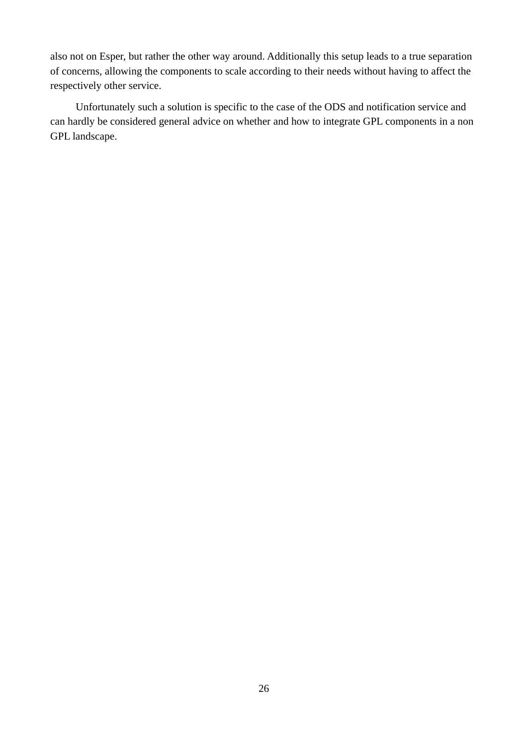also not on Esper, but rather the other way around. Additionally this setup leads to a true separation of concerns, allowing the components to scale according to their needs without having to affect the respectively other service.

Unfortunately such a solution is specific to the case of the ODS and notification service and can hardly be considered general advice on whether and how to integrate GPL components in a non GPL landscape.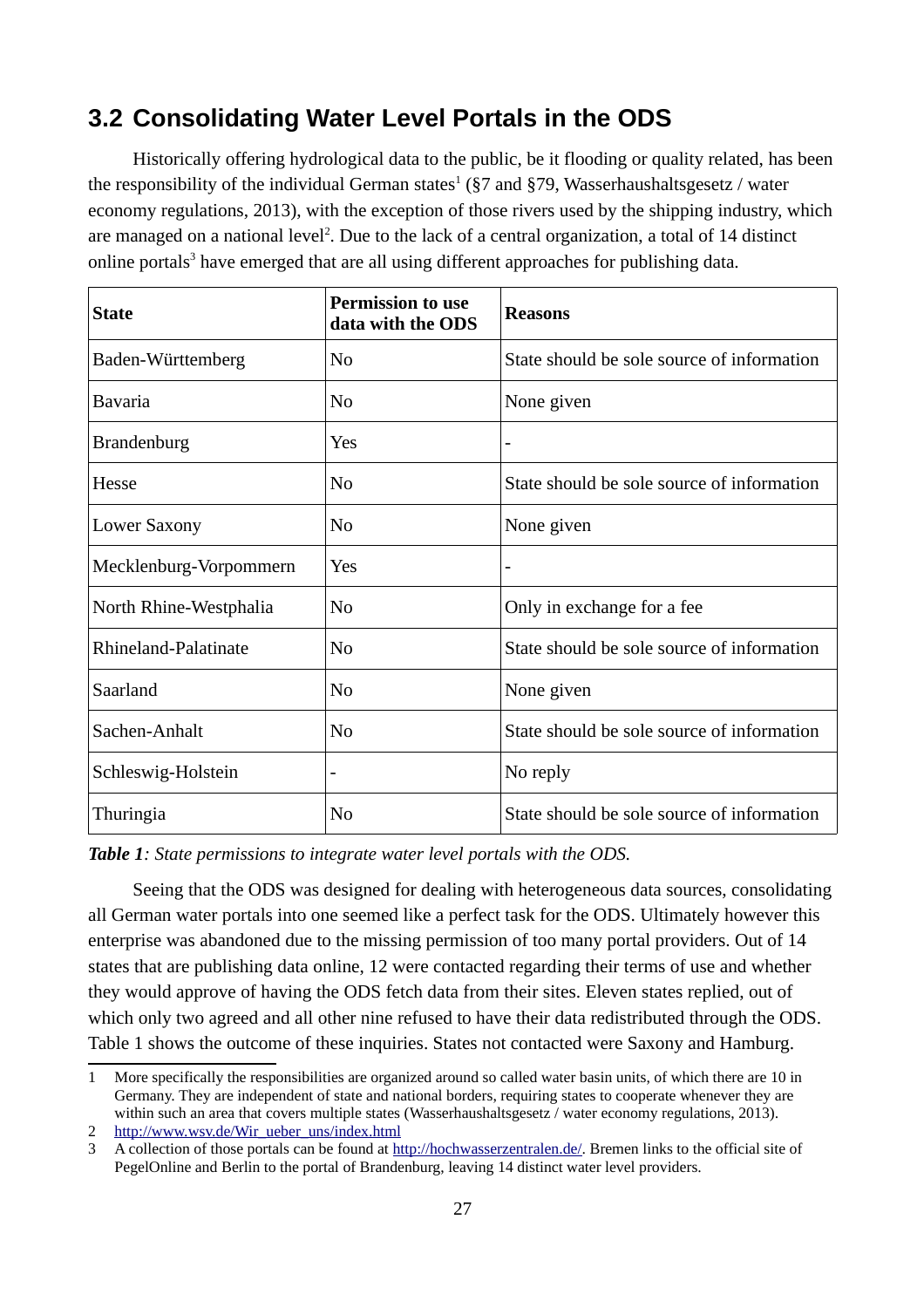## 3.2 Consolidating Water Level Portals in the ODS

Historically offering hydrological data to the public, be it flooding or quality related, has been the responsibility of the individual German states[1] (§7 and §79, Wasserhaushaltsgesetz / water economy regulations, 2013), with the exception of those rivers used by the shipping industry, which are managed on a national level[2]. Due to the lack of a central organization, a total of 14 distinct online portals[3] have emerged that are all using different approaches for publishing data.

| State | Permission to use data with the ODS | Reasons |
|---|---|---|
| Baden-Württemberg | No | State should be sole source of information |
| Bavaria | No | None given |
| Brandenburg | Yes | - |
| Hesse | No | State should be sole source of information |
| Lower Saxony | No | None given |
| Mecklenburg-Vorpommern | Yes | - |
| North Rhine-Westphalia | No | Only in exchange for a fee |
| Rhineland-Palatinate | No | State should be sole source of information |
| Saarland | No | None given |
| Sachen-Anhalt | No | State should be sole source of information |
| Schleswig-Holstein | - | No reply |
| Thuringia | No | State should be sole source of information |

***Table 1****: State permissions to integrate water level portals with the ODS.*

Seeing that the ODS was designed for dealing with heterogeneous data sources, consolidating all German water portals into one seemed like a perfect task for the ODS. Ultimately however this enterprise was abandoned due to the missing permission of too many portal providers. Out of 14 states that are publishing data online, 12 were contacted regarding their terms of use and whether they would approve of having the ODS fetch data from their sites. Eleven states replied, out of which only two agreed and all other nine refused to have their data redistributed through the ODS. Table 1 shows the outcome of these inquiries. States not contacted were Saxony and Hamburg.

1 More specifically the responsibilities are organized around so called water basin units, of which there are 10 in Germany. They are independent of state and national borders, requiring states to cooperate whenever they are within such an area that covers multiple states (Wasserhaushaltsgesetz / water economy regulations, 2013).

2 http://www.wsv.de/Wir_ueber_uns/index.html

3 A collection of those portals can be found at http://hochwasserzentralen.de/. Bremen links to the official site of PegelOnline and Berlin to the portal of Brandenburg, leaving 14 distinct water level providers.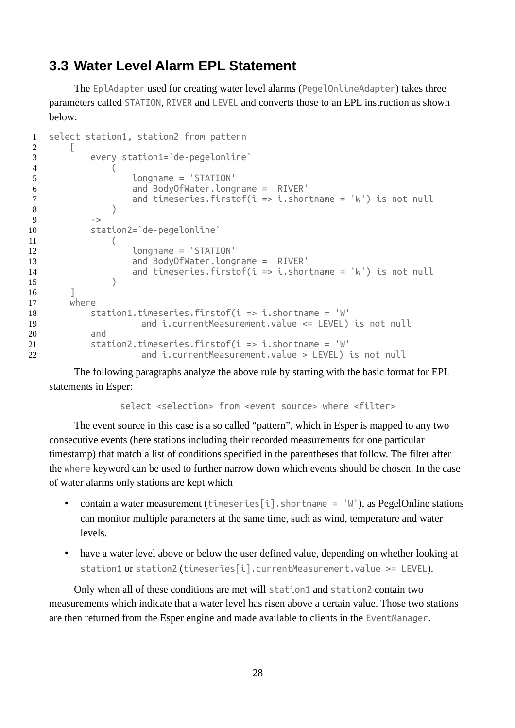## 3.3 Water Level Alarm EPL Statement

The `EplAdapter` used for creating water level alarms (`PegelOnlineAdapter`) takes three parameters called `STATION`, `RIVER` and `LEVEL` and converts those to an EPL instruction as shown below:

```
select station1, station2 from pattern
    [
        every station1=`de-pegelonline`
            (
                longname = 'STATION'
                and BodyOfWater.longname = 'RIVER'
                and timeseries.firstof(i => i.shortname = 'W') is not null
            )
        ->
        station2=`de-pegelonline`
            (
                longname = 'STATION'
                and BodyOfWater.longname = 'RIVER'
                and timeseries.firstof(i => i.shortname = 'W') is not null
            )
    ]
    where
        station1.timeseries.firstof(i => i.shortname = 'W'
                and i.currentMeasurement.value <= LEVEL) is not null
        and
        station2.timeseries.firstof(i => i.shortname = 'W'
                and i.currentMeasurement.value > LEVEL) is not null
```

The following paragraphs analyze the above rule by starting with the basic format for EPL statements in Esper:

```
select <selection> from <event source> where <filter>
```

The event source in this case is a so called "pattern", which in Esper is mapped to any two consecutive events (here stations including their recorded measurements for one particular timestamp) that match a list of conditions specified in the parentheses that follow. The filter after the `where` keyword can be used to further narrow down which events should be chosen. In the case of water alarms only stations are kept which

- contain a water measurement (`timeseries[i].shortname = 'W'`), as PegelOnline stations can monitor multiple parameters at the same time, such as wind, temperature and water levels.
- have a water level above or below the user defined value, depending on whether looking at `station1` or `station2` (`timeseries[i].currentMeasurement.value >= LEVEL`).

Only when all of these conditions are met will `station1` and `station2` contain two measurements which indicate that a water level has risen above a certain value. Those two stations are then returned from the Esper engine and made available to clients in the `EventManager`.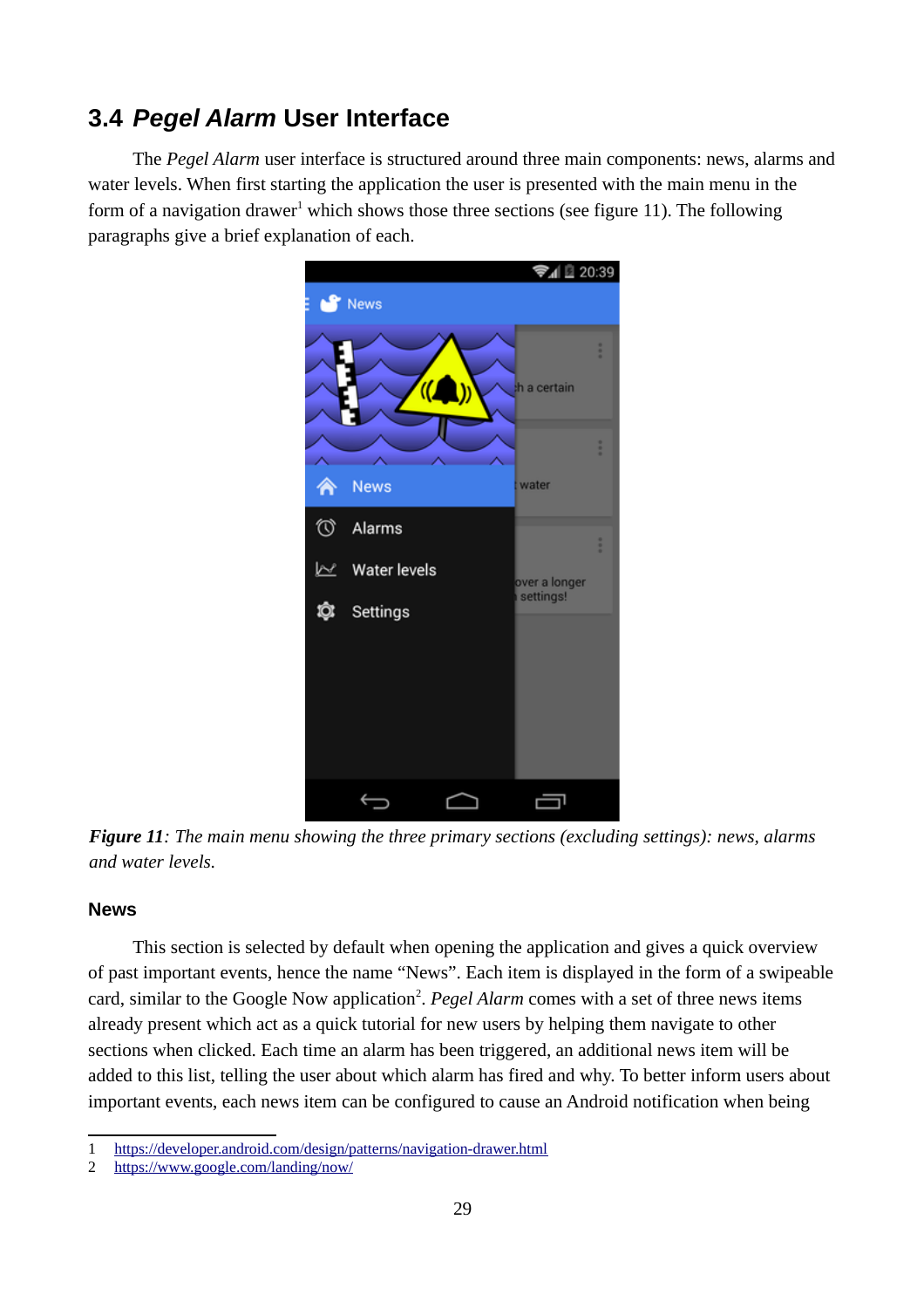## 3.4 *Pegel Alarm* User Interface

The *Pegel Alarm* user interface is structured around three main components: news, alarms and water levels. When first starting the application the user is presented with the main menu in the form of a navigation drawer[1] which shows those three sections (see figure 11). The following paragraphs give a brief explanation of each.

***Figure 11***: *The main menu showing the three primary sections (excluding settings): news, alarms and water levels.*

### News

This section is selected by default when opening the application and gives a quick overview of past important events, hence the name "News". Each item is displayed in the form of a swipeable card, similar to the Google Now application[2]. *Pegel Alarm* comes with a set of three news items already present which act as a quick tutorial for new users by helping them navigate to other sections when clicked. Each time an alarm has been triggered, an additional news item will be added to this list, telling the user about which alarm has fired and why. To better inform users about important events, each news item can be configured to cause an Android notification when being

---

1 https://developer.android.com/design/patterns/navigation-drawer.html

2 https://www.google.com/landing/now/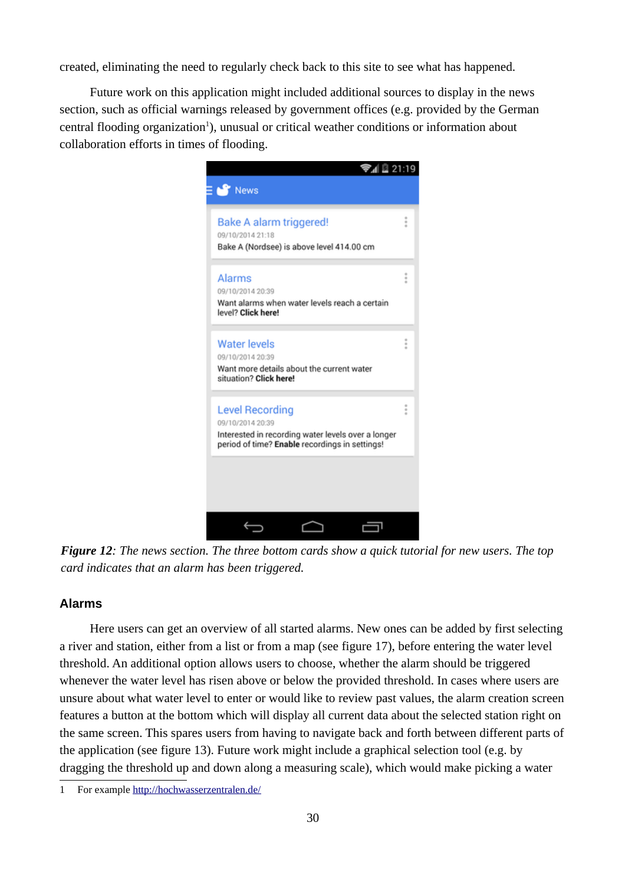created, eliminating the need to regularly check back to this site to see what has happened.

Future work on this application might included additional sources to display in the news section, such as official warnings released by government offices (e.g. provided by the German central flooding organization[1]), unusual or critical weather conditions or information about collaboration efforts in times of flooding.

***Figure 12****: The news section. The three bottom cards show a quick tutorial for new users. The top card indicates that an alarm has been triggered.*

## Alarms

Here users can get an overview of all started alarms. New ones can be added by first selecting a river and station, either from a list or from a map (see figure 17), before entering the water level threshold. An additional option allows users to choose, whether the alarm should be triggered whenever the water level has risen above or below the provided threshold. In cases where users are unsure about what water level to enter or would like to review past values, the alarm creation screen features a button at the bottom which will display all current data about the selected station right on the same screen. This spares users from having to navigate back and forth between different parts of the application (see figure 13). Future work might include a graphical selection tool (e.g. by dragging the threshold up and down along a measuring scale), which would make picking a water

1 For example http://hochwasserzentralen.de/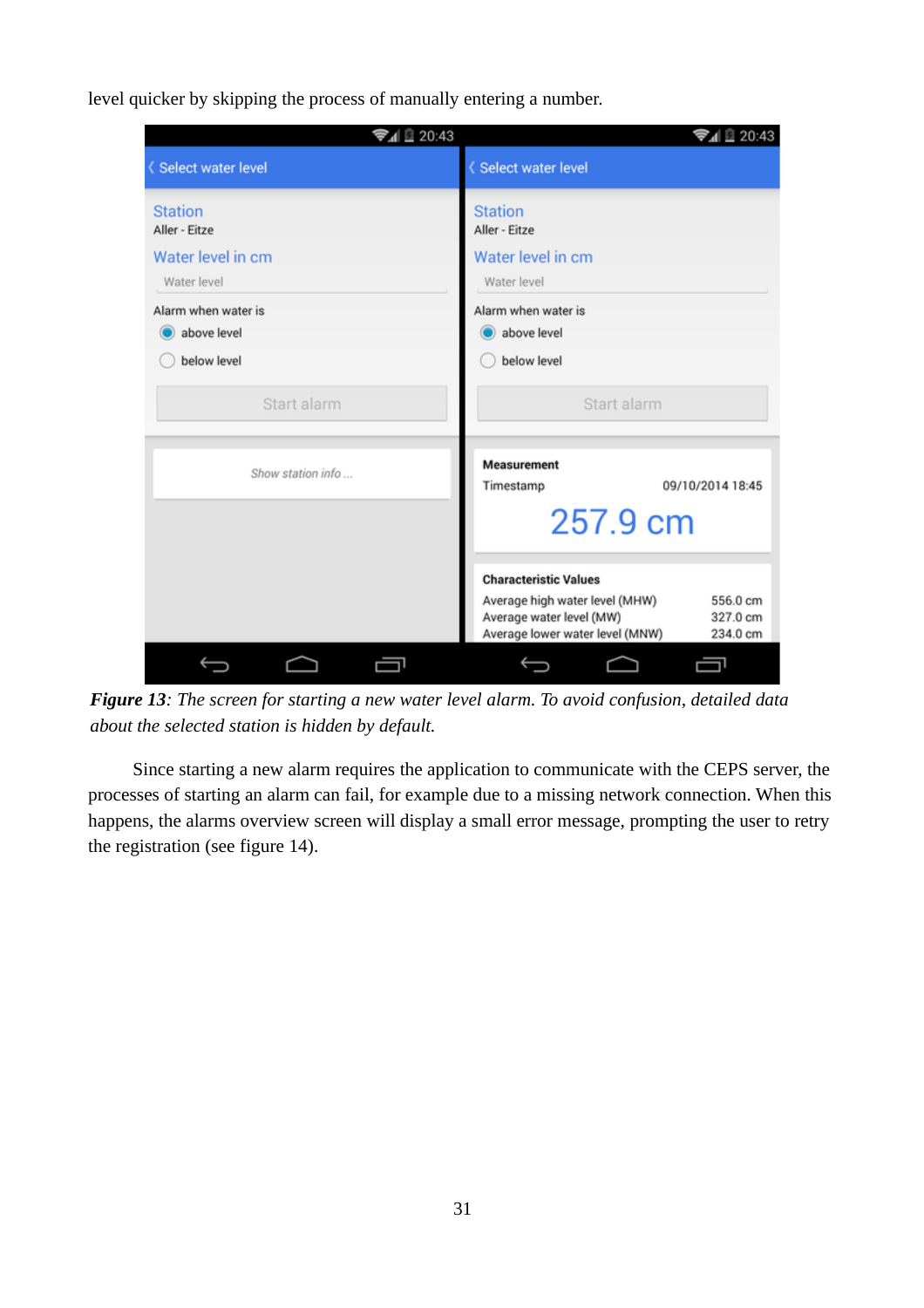level quicker by skipping the process of manually entering a number.

***Figure 13**: The screen for starting a new water level alarm. To avoid confusion, detailed data about the selected station is hidden by default.*

Since starting a new alarm requires the application to communicate with the CEPS server, the processes of starting an alarm can fail, for example due to a missing network connection. When this happens, the alarms overview screen will display a small error message, prompting the user to retry the registration (see figure 14).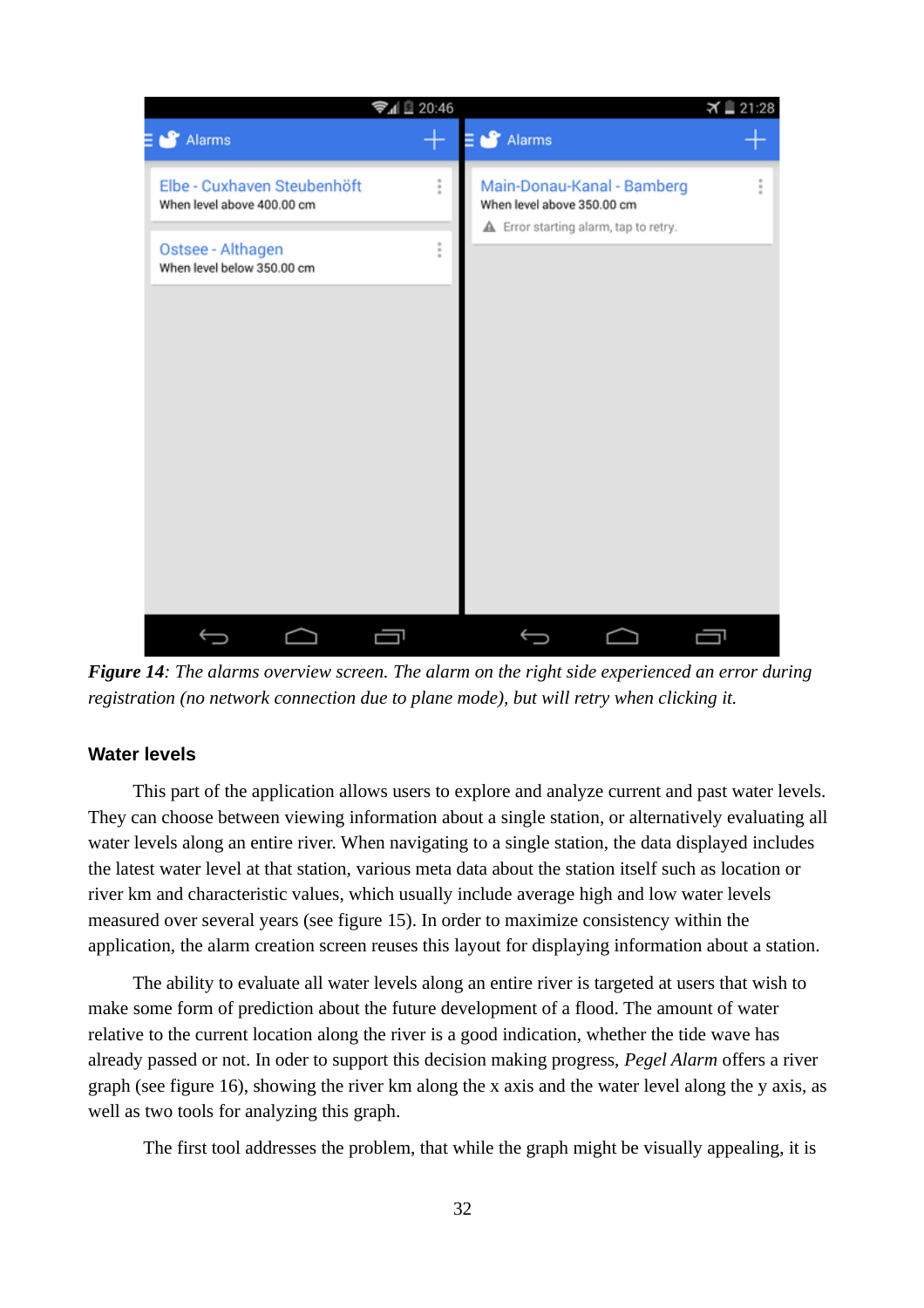*__Figure 14__: The alarms overview screen. The alarm on the right side experienced an error during registration (no network connection due to plane mode), but will retry when clicking it.*

### Water levels

This part of the application allows users to explore and analyze current and past water levels. They can choose between viewing information about a single station, or alternatively evaluating all water levels along an entire river. When navigating to a single station, the data displayed includes the latest water level at that station, various meta data about the station itself such as location or river km and characteristic values, which usually include average high and low water levels measured over several years (see figure 15). In order to maximize consistency within the application, the alarm creation screen reuses this layout for displaying information about a station.

The ability to evaluate all water levels along an entire river is targeted at users that wish to make some form of prediction about the future development of a flood. The amount of water relative to the current location along the river is a good indication, whether the tide wave has already passed or not. In oder to support this decision making progress, *Pegel Alarm* offers a river graph (see figure 16), showing the river km along the x axis and the water level along the y axis, as well as two tools for analyzing this graph.

The first tool addresses the problem, that while the graph might be visually appealing, it is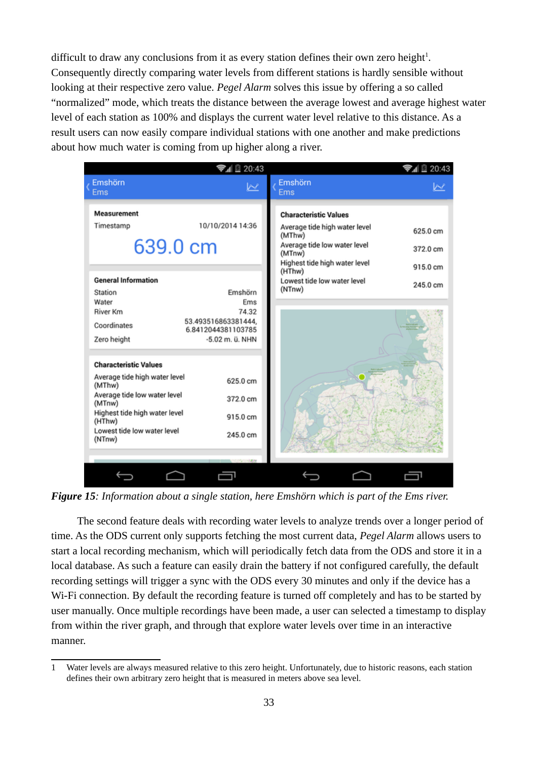difficult to draw any conclusions from it as every station defines their own zero height[1]. Consequently directly comparing water levels from different stations is hardly sensible without looking at their respective zero value. *Pegel Alarm* solves this issue by offering a so called "normalized" mode, which treats the distance between the average lowest and average highest water level of each station as 100% and displays the current water level relative to this distance. As a result users can now easily compare individual stations with one another and make predictions about how much water is coming from up higher along a river.

***Figure 15****: Information about a single station, here Emshörn which is part of the Ems river.*

The second feature deals with recording water levels to analyze trends over a longer period of time. As the ODS current only supports fetching the most current data, *Pegel Alarm* allows users to start a local recording mechanism, which will periodically fetch data from the ODS and store it in a local database. As such a feature can easily drain the battery if not configured carefully, the default recording settings will trigger a sync with the ODS every 30 minutes and only if the device has a Wi-Fi connection. By default the recording feature is turned off completely and has to be started by user manually. Once multiple recordings have been made, a user can selected a timestamp to display from within the river graph, and through that explore water levels over time in an interactive manner.

1 Water levels are always measured relative to this zero height. Unfortunately, due to historic reasons, each station defines their own arbitrary zero height that is measured in meters above sea level.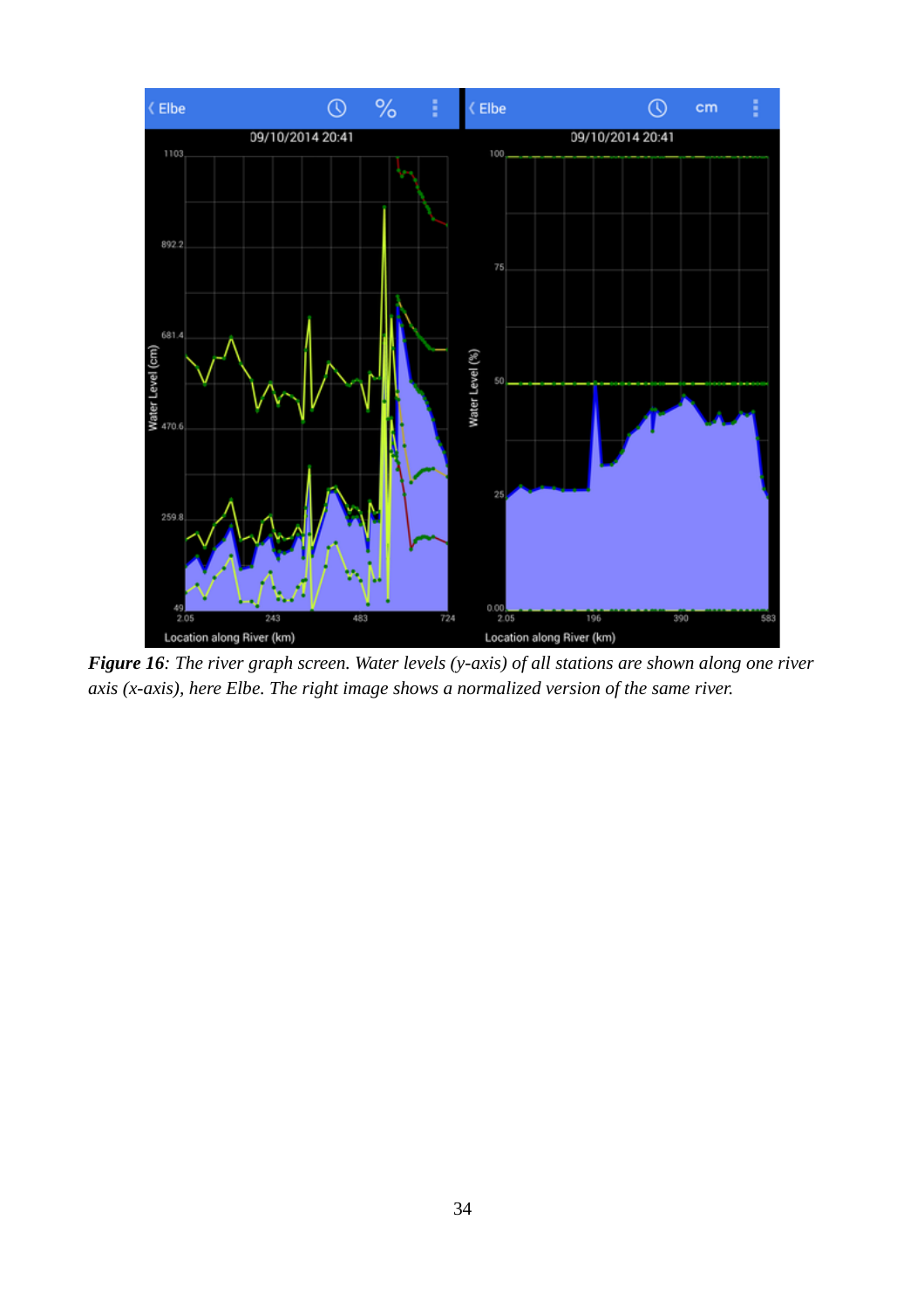***Figure 16***: *The river graph screen. Water levels (y-axis) of all stations are shown along one river axis (x-axis), here Elbe. The right image shows a normalized version of the same river.*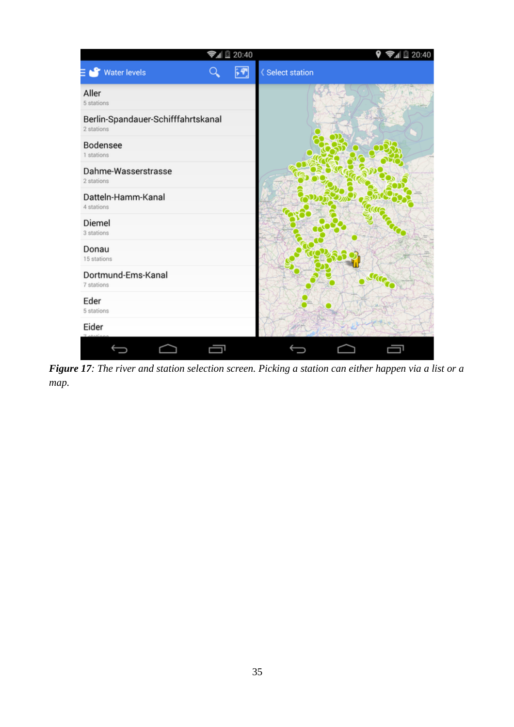***Figure 17**: The river and station selection screen. Picking a station can either happen via a list or a map.*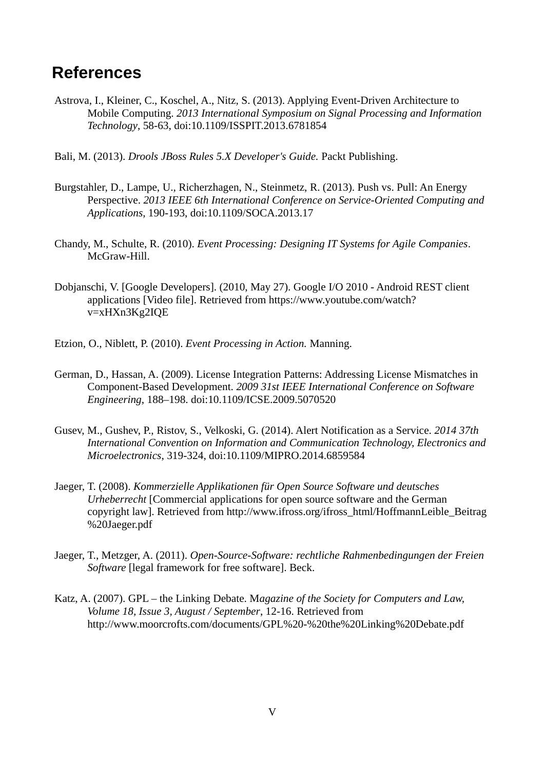## References

Astrova, I., Kleiner, C., Koschel, A., Nitz, S. (2013). Applying Event-Driven Architecture to Mobile Computing. *2013 International Symposium on Signal Processing and Information Technology*, 58-63, doi:10.1109/ISSPIT.2013.6781854

Bali, M. (2013). *Drools JBoss Rules 5.X Developer's Guide.* Packt Publishing.

Burgstahler, D., Lampe, U., Richerzhagen, N., Steinmetz, R. (2013). Push vs. Pull: An Energy Perspective. *2013 IEEE 6th International Conference on Service-Oriented Computing and Applications*, 190-193, doi:10.1109/SOCA.2013.17

Chandy, M., Schulte, R. (2010). *Event Processing: Designing IT Systems for Agile Companies*. McGraw-Hill.

Dobjanschi, V. [Google Developers]. (2010, May 27). Google I/O 2010 - Android REST client applications [Video file]. Retrieved from https://www.youtube.com/watch?v=xHXn3Kg2IQE

Etzion, O., Niblett, P. (2010). *Event Processing in Action.* Manning.

German, D., Hassan, A. (2009). License Integration Patterns: Addressing License Mismatches in Component-Based Development. *2009 31st IEEE International Conference on Software Engineering*, 188–198. doi:10.1109/ICSE.2009.5070520

Gusev, M., Gushev, P., Ristov, S., Velkoski, G. (2014). Alert Notification as a Service. *2014 37th International Convention on Information and Communication Technology, Electronics and Microelectronics*, 319-324, doi:10.1109/MIPRO.2014.6859584

Jaeger, T. (2008). *Kommerzielle Applikationen für Open Source Software und deutsches Urheberrecht* [Commercial applications for open source software and the German copyright law]. Retrieved from http://www.ifross.org/ifross_html/HoffmannLeible_Beitrag%20Jaeger.pdf

Jaeger, T., Metzger, A. (2011). *Open-Source-Software: rechtliche Rahmenbedingungen der Freien Software* [legal framework for free software]. Beck.

Katz, A. (2007). GPL – the Linking Debate. M*agazine of the Society for Computers and Law, Volume 18, Issue 3, August / September*, 12-16. Retrieved from http://www.moorcrofts.com/documents/GPL%20-%20the%20Linking%20Debate.pdf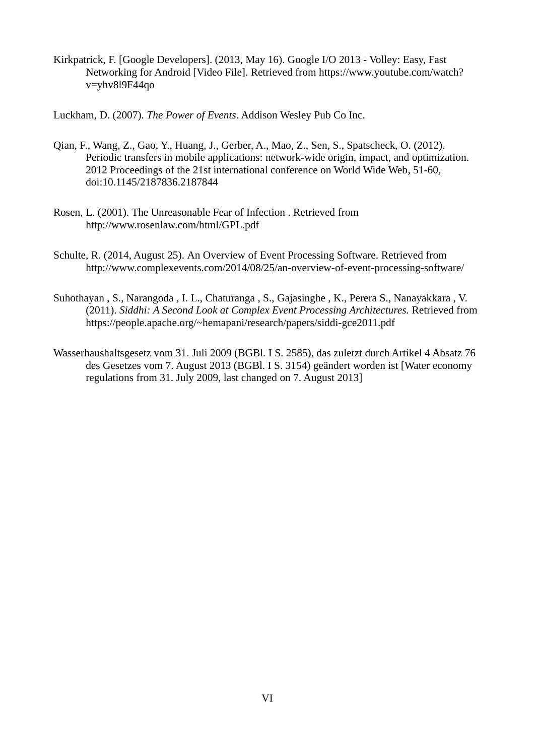Kirkpatrick, F. [Google Developers]. (2013, May 16). Google I/O 2013 - Volley: Easy, Fast Networking for Android [Video File]. Retrieved from https://www.youtube.com/watch?v=yhv8l9F44qo

Luckham, D. (2007). *The Power of Events*. Addison Wesley Pub Co Inc.

Qian, F., Wang, Z., Gao, Y., Huang, J., Gerber, A., Mao, Z., Sen, S., Spatscheck, O. (2012). Periodic transfers in mobile applications: network-wide origin, impact, and optimization. 2012 Proceedings of the 21st international conference on World Wide Web, 51-60, doi:10.1145/2187836.2187844

Rosen, L. (2001). The Unreasonable Fear of Infection . Retrieved from http://www.rosenlaw.com/html/GPL.pdf

Schulte, R. (2014, August 25). An Overview of Event Processing Software. Retrieved from http://www.complexevents.com/2014/08/25/an-overview-of-event-processing-software/

Suhothayan , S., Narangoda , I. L., Chaturanga , S., Gajasinghe , K., Perera S., Nanayakkara , V. (2011). *Siddhi: A Second Look at Complex Event Processing Architectures.* Retrieved from https://people.apache.org/~hemapani/research/papers/siddi-gce2011.pdf

Wasserhaushaltsgesetz vom 31. Juli 2009 (BGBl. I S. 2585), das zuletzt durch Artikel 4 Absatz 76 des Gesetzes vom 7. August 2013 (BGBl. I S. 3154) geändert worden ist [Water economy regulations from 31. July 2009, last changed on 7. August 2013]